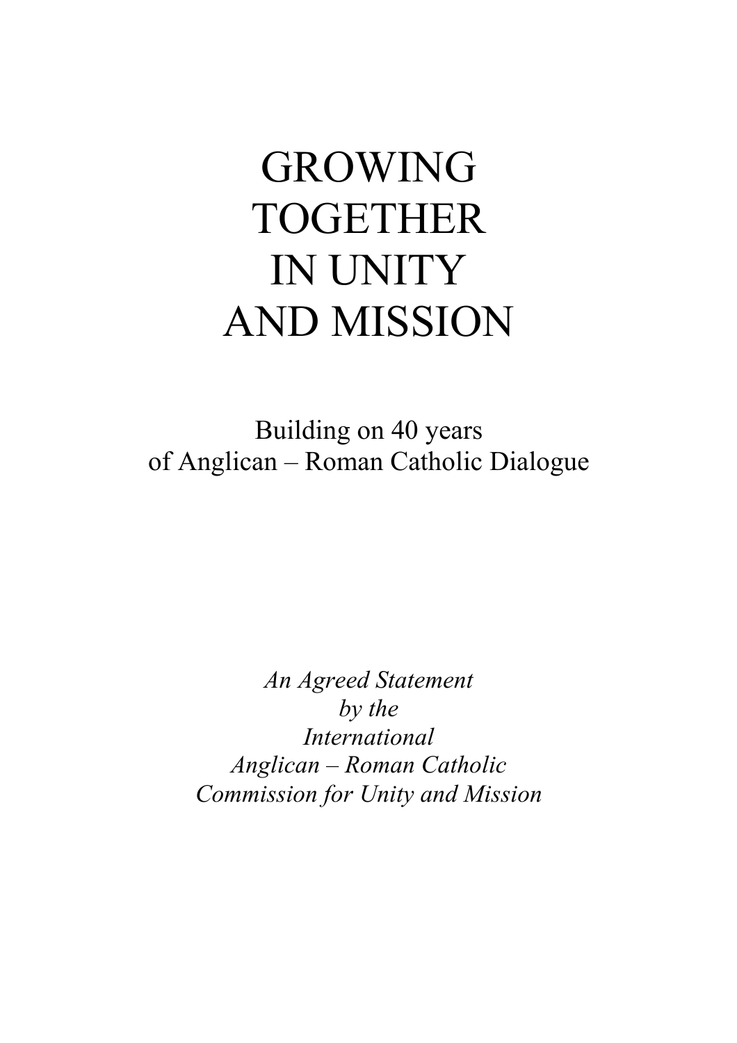# GROWING TOGETHER IN UNITY AND MISSION

Building on 40 years of Anglican – Roman Catholic Dialogue

*An Agreed Statement by the International Anglican – Roman Catholic Commission for Unity and Mission*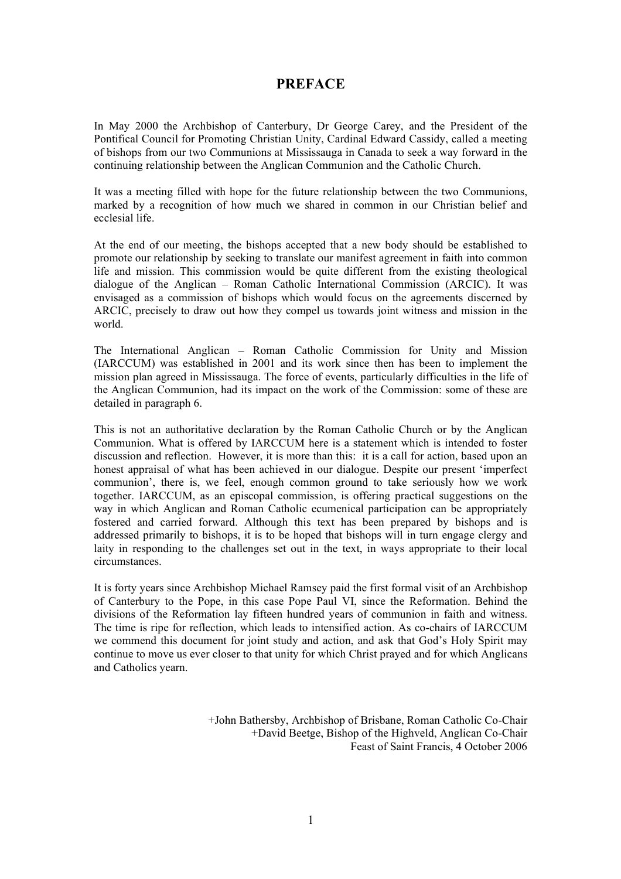# PREFACE

In May 2000 the Archbishop of Canterbury, Dr George Carey, and the President of the Pontifical Council for Promoting Christian Unity, Cardinal Edward Cassidy, called a meeting of bishops from our two Communions at Mississauga in Canada to seek a way forward in the continuing relationship between the Anglican Communion and the Catholic Church.

It was a meeting filled with hope for the future relationship between the two Communions, marked by a recognition of how much we shared in common in our Christian belief and ecclesial life.

At the end of our meeting, the bishops accepted that a new body should be established to promote our relationship by seeking to translate our manifest agreement in faith into common life and mission. This commission would be quite different from the existing theological dialogue of the Anglican – Roman Catholic International Commission (ARCIC). It was envisaged as a commission of bishops which would focus on the agreements discerned by ARCIC, precisely to draw out how they compel us towards joint witness and mission in the world.

The International Anglican – Roman Catholic Commission for Unity and Mission (IARCCUM) was established in 2001 and its work since then has been to implement the mission plan agreed in Mississauga. The force of events, particularly difficulties in the life of the Anglican Communion, had its impact on the work of the Commission: some of these are detailed in paragraph 6.

This is not an authoritative declaration by the Roman Catholic Church or by the Anglican Communion. What is offered by IARCCUM here is a statement which is intended to foster discussion and reflection. However, it is more than this: it is a call for action, based upon an honest appraisal of what has been achieved in our dialogue. Despite our present 'imperfect communion', there is, we feel, enough common ground to take seriously how we work together. IARCCUM, as an episcopal commission, is offering practical suggestions on the way in which Anglican and Roman Catholic ecumenical participation can be appropriately fostered and carried forward. Although this text has been prepared by bishops and is addressed primarily to bishops, it is to be hoped that bishops will in turn engage clergy and laity in responding to the challenges set out in the text, in ways appropriate to their local circumstances.

It is forty years since Archbishop Michael Ramsey paid the first formal visit of an Archbishop of Canterbury to the Pope, in this case Pope Paul VI, since the Reformation. Behind the divisions of the Reformation lay fifteen hundred years of communion in faith and witness. The time is ripe for reflection, which leads to intensified action. As co-chairs of IARCCUM we commend this document for joint study and action, and ask that God's Holy Spirit may continue to move us ever closer to that unity for which Christ prayed and for which Anglicans and Catholics yearn.

+John Bathersby, Archbishop of Brisbane, Roman Catholic Co-Chair
+David Beetge, Bishop of the Highveld, Anglican Co-Chair
Feast of Saint Francis, 4 October 2006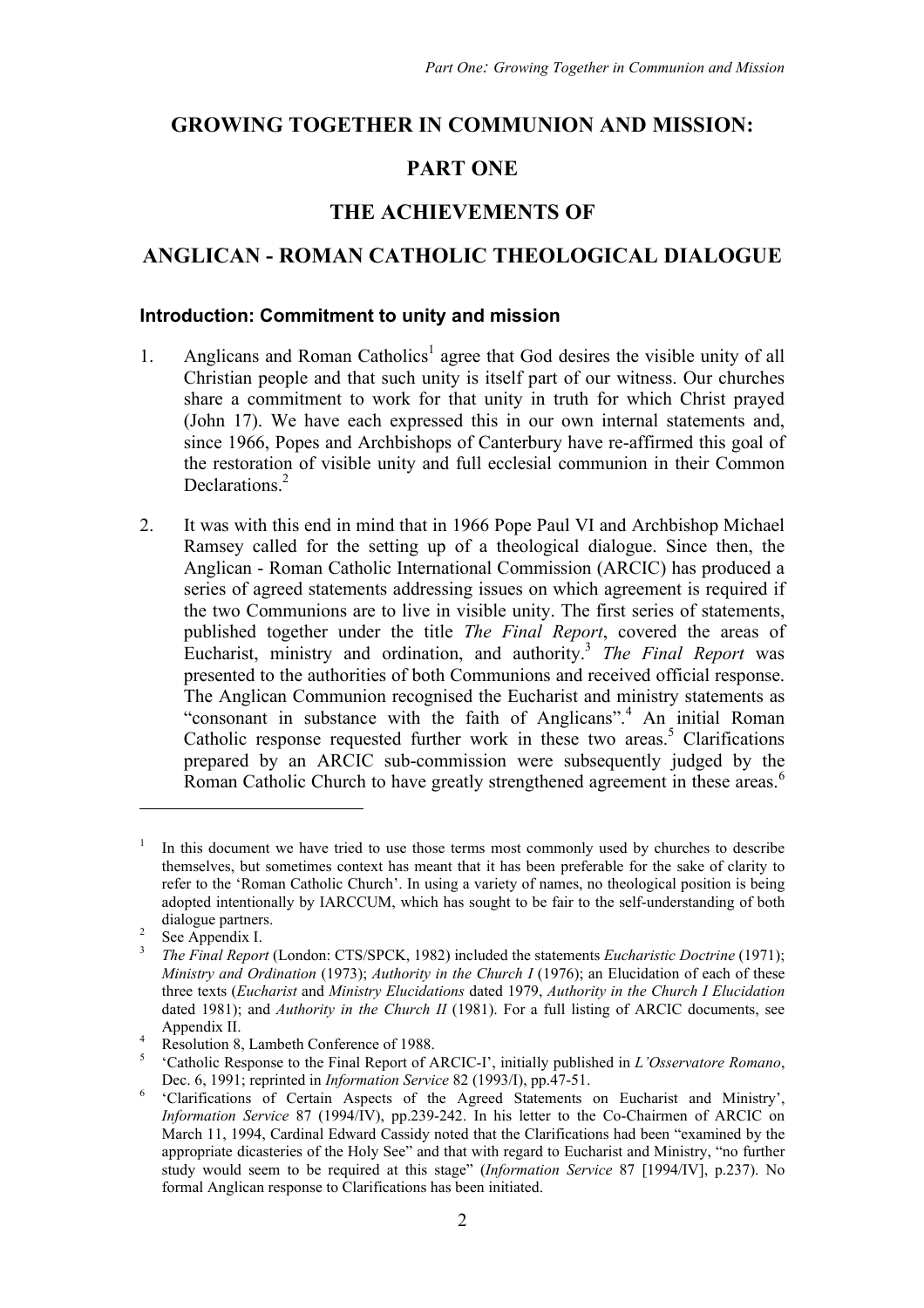# GROWING TOGETHER IN COMMUNION AND MISSION:

# PART ONE

# THE ACHIEVEMENTS OF

# ANGLICAN - ROMAN CATHOLIC THEOLOGICAL DIALOGUE

## Introduction: Commitment to unity and mission

1. Anglicans and Roman Catholics[1] agree that God desires the visible unity of all Christian people and that such unity is itself part of our witness. Our churches share a commitment to work for that unity in truth for which Christ prayed (John 17). We have each expressed this in our own internal statements and, since 1966, Popes and Archbishops of Canterbury have re-affirmed this goal of the restoration of visible unity and full ecclesial communion in their Common Declarations.[2]

2. It was with this end in mind that in 1966 Pope Paul VI and Archbishop Michael Ramsey called for the setting up of a theological dialogue. Since then, the Anglican - Roman Catholic International Commission (ARCIC) has produced a series of agreed statements addressing issues on which agreement is required if the two Communions are to live in visible unity. The first series of statements, published together under the title *The Final Report*, covered the areas of Eucharist, ministry and ordination, and authority.[3] *The Final Report* was presented to the authorities of both Communions and received official response. The Anglican Communion recognised the Eucharist and ministry statements as "consonant in substance with the faith of Anglicans".[4] An initial Roman Catholic response requested further work in these two areas.[5] Clarifications prepared by an ARCIC sub-commission were subsequently judged by the Roman Catholic Church to have greatly strengthened agreement in these areas.[6]

---

[1] In this document we have tried to use those terms most commonly used by churches to describe themselves, but sometimes context has meant that it has been preferable for the sake of clarity to refer to the 'Roman Catholic Church'. In using a variety of names, no theological position is being adopted intentionally by IARCCUM, which has sought to be fair to the self-understanding of both dialogue partners.

[2] See Appendix I.

[3] *The Final Report* (London: CTS/SPCK, 1982) included the statements *Eucharistic Doctrine* (1971); *Ministry and Ordination* (1973); *Authority in the Church I* (1976); an Elucidation of each of these three texts (*Eucharist* and *Ministry Elucidations* dated 1979, *Authority in the Church I Elucidation* dated 1981); and *Authority in the Church II* (1981). For a full listing of ARCIC documents, see Appendix II.

[4] Resolution 8, Lambeth Conference of 1988.

[5] 'Catholic Response to the Final Report of ARCIC-I', initially published in *L'Osservatore Romano*, Dec. 6, 1991; reprinted in *Information Service* 82 (1993/I), pp.47-51.

[6] 'Clarifications of Certain Aspects of the Agreed Statements on Eucharist and Ministry', *Information Service* 87 (1994/IV), pp.239-242. In his letter to the Co-Chairmen of ARCIC on March 11, 1994, Cardinal Edward Cassidy noted that the Clarifications had been "examined by the appropriate dicasteries of the Holy See" and that with regard to Eucharist and Ministry, "no further study would seem to be required at this stage" (*Information Service* 87 [1994/IV], p.237). No formal Anglican response to Clarifications has been initiated.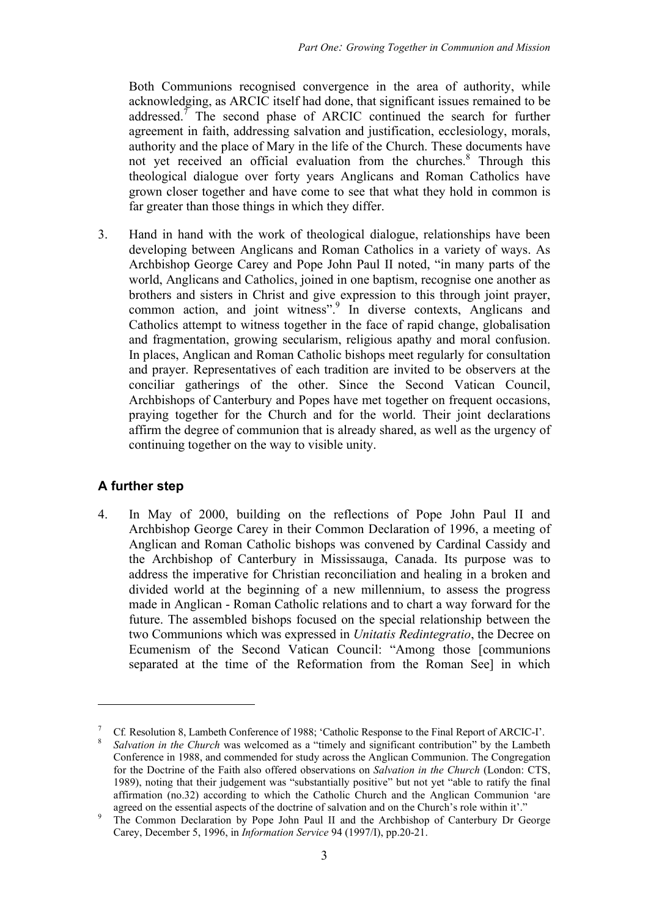Both Communions recognised convergence in the area of authority, while acknowledging, as ARCIC itself had done, that significant issues remained to be addressed.[7] The second phase of ARCIC continued the search for further agreement in faith, addressing salvation and justification, ecclesiology, morals, authority and the place of Mary in the life of the Church. These documents have not yet received an official evaluation from the churches.[8] Through this theological dialogue over forty years Anglicans and Roman Catholics have grown closer together and have come to see that what they hold in common is far greater than those things in which they differ.

3. Hand in hand with the work of theological dialogue, relationships have been developing between Anglicans and Roman Catholics in a variety of ways. As Archbishop George Carey and Pope John Paul II noted, "in many parts of the world, Anglicans and Catholics, joined in one baptism, recognise one another as brothers and sisters in Christ and give expression to this through joint prayer, common action, and joint witness".[9] In diverse contexts, Anglicans and Catholics attempt to witness together in the face of rapid change, globalisation and fragmentation, growing secularism, religious apathy and moral confusion. In places, Anglican and Roman Catholic bishops meet regularly for consultation and prayer. Representatives of each tradition are invited to be observers at the conciliar gatherings of the other. Since the Second Vatican Council, Archbishops of Canterbury and Popes have met together on frequent occasions, praying together for the Church and for the world. Their joint declarations affirm the degree of communion that is already shared, as well as the urgency of continuing together on the way to visible unity.

## A further step

4. In May of 2000, building on the reflections of Pope John Paul II and Archbishop George Carey in their Common Declaration of 1996, a meeting of Anglican and Roman Catholic bishops was convened by Cardinal Cassidy and the Archbishop of Canterbury in Mississauga, Canada. Its purpose was to address the imperative for Christian reconciliation and healing in a broken and divided world at the beginning of a new millennium, to assess the progress made in Anglican - Roman Catholic relations and to chart a way forward for the future. The assembled bishops focused on the special relationship between the two Communions which was expressed in *Unitatis Redintegratio*, the Decree on Ecumenism of the Second Vatican Council: "Among those [communions separated at the time of the Reformation from the Roman See] in which

---

[7] Cf. Resolution 8, Lambeth Conference of 1988; 'Catholic Response to the Final Report of ARCIC-I'.

[8] *Salvation in the Church* was welcomed as a "timely and significant contribution" by the Lambeth Conference in 1988, and commended for study across the Anglican Communion. The Congregation for the Doctrine of the Faith also offered observations on *Salvation in the Church* (London: CTS, 1989), noting that their judgement was "substantially positive" but not yet "able to ratify the final affirmation (no.32) according to which the Catholic Church and the Anglican Communion 'are agreed on the essential aspects of the doctrine of salvation and on the Church's role within it'."

[9] The Common Declaration by Pope John Paul II and the Archbishop of Canterbury Dr George Carey, December 5, 1996, in *Information Service* 94 (1997/I), pp.20-21.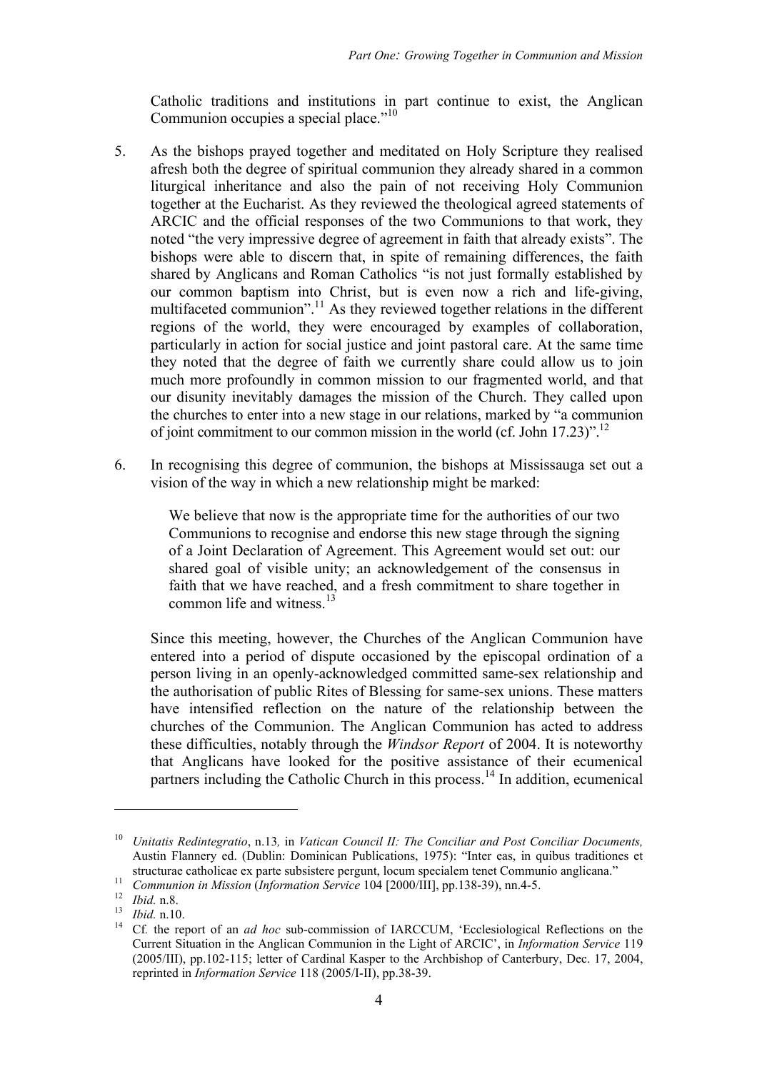Catholic traditions and institutions in part continue to exist, the Anglican Communion occupies a special place."[10]

5. As the bishops prayed together and meditated on Holy Scripture they realised afresh both the degree of spiritual communion they already shared in a common liturgical inheritance and also the pain of not receiving Holy Communion together at the Eucharist. As they reviewed the theological agreed statements of ARCIC and the official responses of the two Communions to that work, they noted "the very impressive degree of agreement in faith that already exists". The bishops were able to discern that, in spite of remaining differences, the faith shared by Anglicans and Roman Catholics "is not just formally established by our common baptism into Christ, but is even now a rich and life-giving, multifaceted communion".[11] As they reviewed together relations in the different regions of the world, they were encouraged by examples of collaboration, particularly in action for social justice and joint pastoral care. At the same time they noted that the degree of faith we currently share could allow us to join much more profoundly in common mission to our fragmented world, and that our disunity inevitably damages the mission of the Church. They called upon the churches to enter into a new stage in our relations, marked by "a communion of joint commitment to our common mission in the world (cf. John 17.23)".[12]

6. In recognising this degree of communion, the bishops at Mississauga set out a vision of the way in which a new relationship might be marked:

> We believe that now is the appropriate time for the authorities of our two Communions to recognise and endorse this new stage through the signing of a Joint Declaration of Agreement. This Agreement would set out: our shared goal of visible unity; an acknowledgement of the consensus in faith that we have reached, and a fresh commitment to share together in common life and witness.[13]

Since this meeting, however, the Churches of the Anglican Communion have entered into a period of dispute occasioned by the episcopal ordination of a person living in an openly-acknowledged committed same-sex relationship and the authorisation of public Rites of Blessing for same-sex unions. These matters have intensified reflection on the nature of the relationship between the churches of the Communion. The Anglican Communion has acted to address these difficulties, notably through the *Windsor Report* of 2004. It is noteworthy that Anglicans have looked for the positive assistance of their ecumenical partners including the Catholic Church in this process.[14] In addition, ecumenical

---

[10] *Unitatis Redintegratio*, n.13*,* in *Vatican Council II: The Conciliar and Post Conciliar Documents,* Austin Flannery ed. (Dublin: Dominican Publications, 1975): "Inter eas, in quibus traditiones et structurae catholicae ex parte subsistere pergunt, locum specialem tenet Communio anglicana."

[11] *Communion in Mission* (*Information Service* 104 [2000/III], pp.138-39), nn.4-5.

[12] *Ibid.* n.8.

[13] *Ibid.* n.10.

[14] Cf. the report of an *ad hoc* sub-commission of IARCCUM, 'Ecclesiological Reflections on the Current Situation in the Anglican Communion in the Light of ARCIC', in *Information Service* 119 (2005/III), pp.102-115; letter of Cardinal Kasper to the Archbishop of Canterbury, Dec. 17, 2004, reprinted in *Information Service* 118 (2005/I-II), pp.38-39.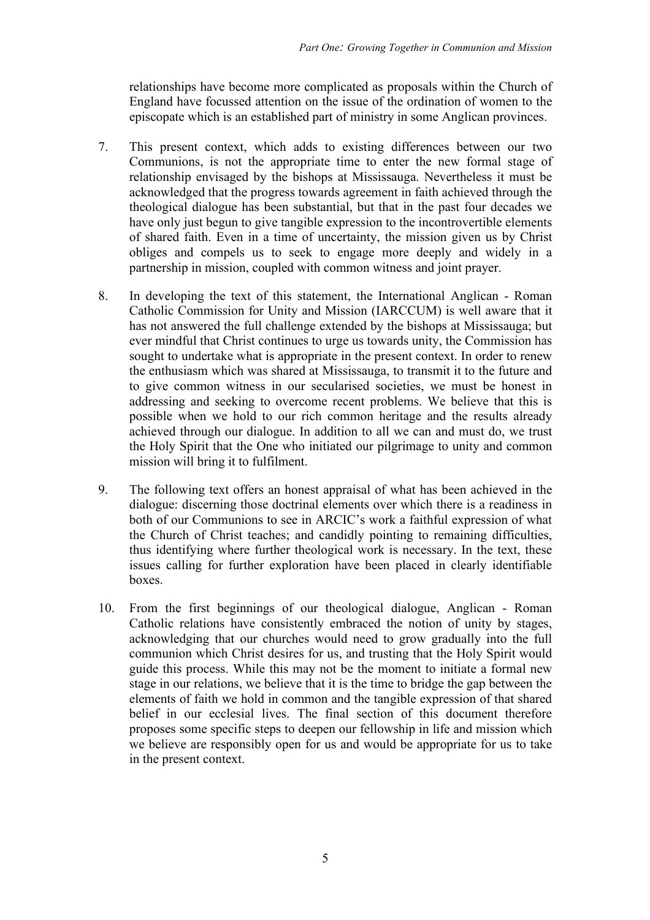relationships have become more complicated as proposals within the Church of England have focussed attention on the issue of the ordination of women to the episcopate which is an established part of ministry in some Anglican provinces.

7. This present context, which adds to existing differences between our two Communions, is not the appropriate time to enter the new formal stage of relationship envisaged by the bishops at Mississauga. Nevertheless it must be acknowledged that the progress towards agreement in faith achieved through the theological dialogue has been substantial, but that in the past four decades we have only just begun to give tangible expression to the incontrovertible elements of shared faith. Even in a time of uncertainty, the mission given us by Christ obliges and compels us to seek to engage more deeply and widely in a partnership in mission, coupled with common witness and joint prayer.

8. In developing the text of this statement, the International Anglican - Roman Catholic Commission for Unity and Mission (IARCCUM) is well aware that it has not answered the full challenge extended by the bishops at Mississauga; but ever mindful that Christ continues to urge us towards unity, the Commission has sought to undertake what is appropriate in the present context. In order to renew the enthusiasm which was shared at Mississauga, to transmit it to the future and to give common witness in our secularised societies, we must be honest in addressing and seeking to overcome recent problems. We believe that this is possible when we hold to our rich common heritage and the results already achieved through our dialogue. In addition to all we can and must do, we trust the Holy Spirit that the One who initiated our pilgrimage to unity and common mission will bring it to fulfilment.

9. The following text offers an honest appraisal of what has been achieved in the dialogue: discerning those doctrinal elements over which there is a readiness in both of our Communions to see in ARCIC's work a faithful expression of what the Church of Christ teaches; and candidly pointing to remaining difficulties, thus identifying where further theological work is necessary. In the text, these issues calling for further exploration have been placed in clearly identifiable boxes.

10. From the first beginnings of our theological dialogue, Anglican - Roman Catholic relations have consistently embraced the notion of unity by stages, acknowledging that our churches would need to grow gradually into the full communion which Christ desires for us, and trusting that the Holy Spirit would guide this process. While this may not be the moment to initiate a formal new stage in our relations, we believe that it is the time to bridge the gap between the elements of faith we hold in common and the tangible expression of that shared belief in our ecclesial lives. The final section of this document therefore proposes some specific steps to deepen our fellowship in life and mission which we believe are responsibly open for us and would be appropriate for us to take in the present context.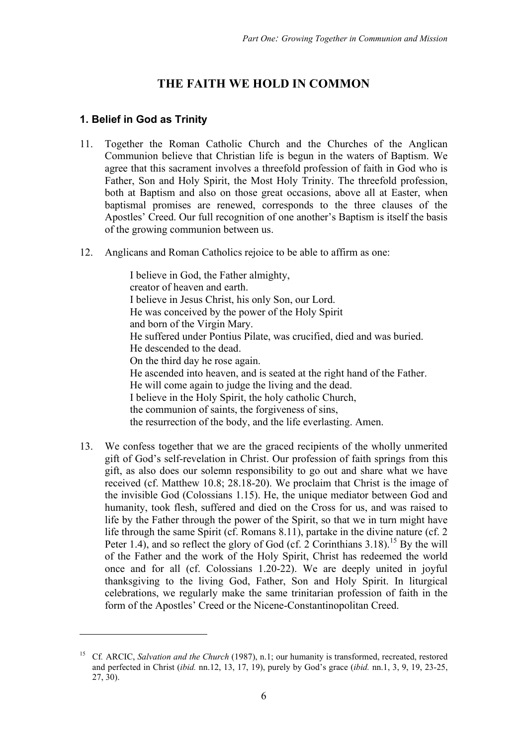# THE FAITH WE HOLD IN COMMON

## 1. Belief in God as Trinity

11. Together the Roman Catholic Church and the Churches of the Anglican Communion believe that Christian life is begun in the waters of Baptism. We agree that this sacrament involves a threefold profession of faith in God who is Father, Son and Holy Spirit, the Most Holy Trinity. The threefold profession, both at Baptism and also on those great occasions, above all at Easter, when baptismal promises are renewed, corresponds to the three clauses of the Apostles' Creed. Our full recognition of one another's Baptism is itself the basis of the growing communion between us.

12. Anglicans and Roman Catholics rejoice to be able to affirm as one:

    I believe in God, the Father almighty,
    creator of heaven and earth.
    I believe in Jesus Christ, his only Son, our Lord.
    He was conceived by the power of the Holy Spirit
    and born of the Virgin Mary.
    He suffered under Pontius Pilate, was crucified, died and was buried.
    He descended to the dead.
    On the third day he rose again.
    He ascended into heaven, and is seated at the right hand of the Father.
    He will come again to judge the living and the dead.
    I believe in the Holy Spirit, the holy catholic Church,
    the communion of saints, the forgiveness of sins,
    the resurrection of the body, and the life everlasting. Amen.

13. We confess together that we are the graced recipients of the wholly unmerited gift of God's self-revelation in Christ. Our profession of faith springs from this gift, as also does our solemn responsibility to go out and share what we have received (cf. Matthew 10.8; 28.18-20). We proclaim that Christ is the image of the invisible God (Colossians 1.15). He, the unique mediator between God and humanity, took flesh, suffered and died on the Cross for us, and was raised to life by the Father through the power of the Spirit, so that we in turn might have life through the same Spirit (cf. Romans 8.11), partake in the divine nature (cf. 2 Peter 1.4), and so reflect the glory of God (cf. 2 Corinthians 3.18).[15] By the will of the Father and the work of the Holy Spirit, Christ has redeemed the world once and for all (cf. Colossians 1.20-22). We are deeply united in joyful thanksgiving to the living God, Father, Son and Holy Spirit. In liturgical celebrations, we regularly make the same trinitarian profession of faith in the form of the Apostles' Creed or the Nicene-Constantinopolitan Creed.

---

[15] Cf. ARCIC, *Salvation and the Church* (1987), n.1; our humanity is transformed, recreated, restored and perfected in Christ (*ibid.* nn.12, 13, 17, 19), purely by God's grace (*ibid.* nn.1, 3, 9, 19, 23-25, 27, 30).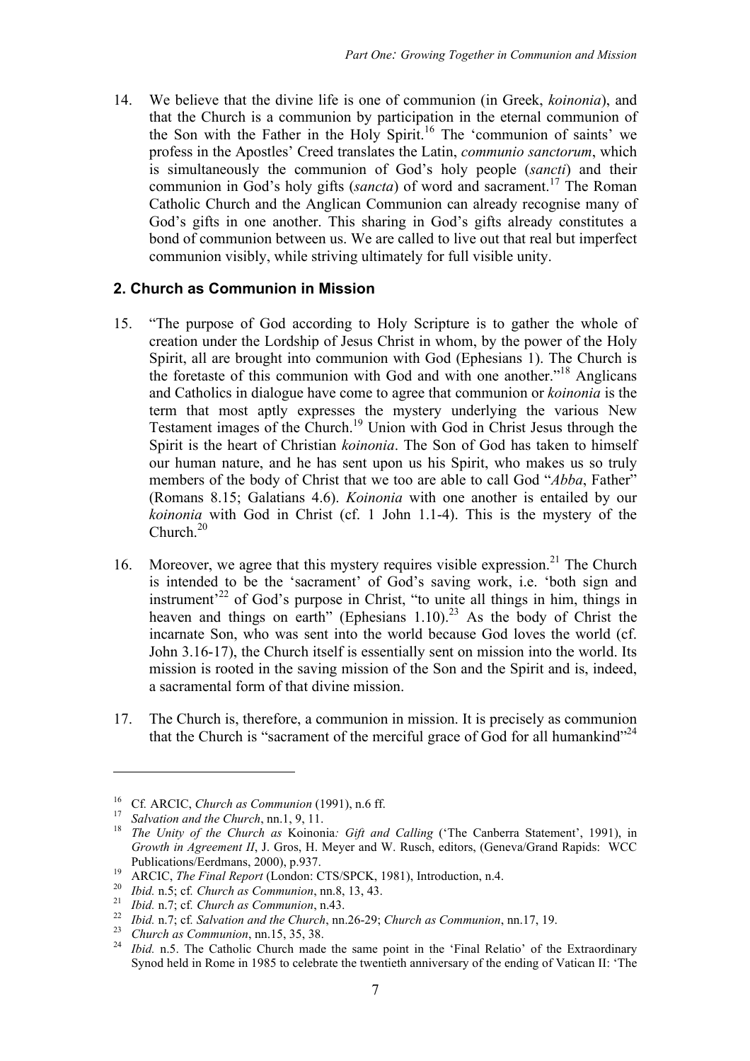14. We believe that the divine life is one of communion (in Greek, *koinonia*), and that the Church is a communion by participation in the eternal communion of the Son with the Father in the Holy Spirit.[16] The 'communion of saints' we profess in the Apostles' Creed translates the Latin, *communio sanctorum*, which is simultaneously the communion of God's holy people (*sancti*) and their communion in God's holy gifts (*sancta*) of word and sacrament.[17] The Roman Catholic Church and the Anglican Communion can already recognise many of God's gifts in one another. This sharing in God's gifts already constitutes a bond of communion between us. We are called to live out that real but imperfect communion visibly, while striving ultimately for full visible unity.

## 2. Church as Communion in Mission

15. "The purpose of God according to Holy Scripture is to gather the whole of creation under the Lordship of Jesus Christ in whom, by the power of the Holy Spirit, all are brought into communion with God (Ephesians 1). The Church is the foretaste of this communion with God and with one another."[18] Anglicans and Catholics in dialogue have come to agree that communion or *koinonia* is the term that most aptly expresses the mystery underlying the various New Testament images of the Church.[19] Union with God in Christ Jesus through the Spirit is the heart of Christian *koinonia*. The Son of God has taken to himself our human nature, and he has sent upon us his Spirit, who makes us so truly members of the body of Christ that we too are able to call God "*Abba*, Father" (Romans 8.15; Galatians 4.6). *Koinonia* with one another is entailed by our *koinonia* with God in Christ (cf. 1 John 1.1-4). This is the mystery of the Church.[20]

16. Moreover, we agree that this mystery requires visible expression.[21] The Church is intended to be the 'sacrament' of God's saving work, i.e. 'both sign and instrument'[22] of God's purpose in Christ, "to unite all things in him, things in heaven and things on earth" (Ephesians 1.10).[23] As the body of Christ the incarnate Son, who was sent into the world because God loves the world (cf. John 3.16-17), the Church itself is essentially sent on mission into the world. Its mission is rooted in the saving mission of the Son and the Spirit and is, indeed, a sacramental form of that divine mission.

17. The Church is, therefore, a communion in mission. It is precisely as communion that the Church is "sacrament of the merciful grace of God for all humankind"[24]

---

[16] Cf. ARCIC, *Church as Communion* (1991), n.6 ff.

[17] *Salvation and the Church*, nn.1, 9, 11.

[18] *The Unity of the Church as* Koinonia*: Gift and Calling* ('The Canberra Statement', 1991), in *Growth in Agreement II*, J. Gros, H. Meyer and W. Rusch, editors, (Geneva/Grand Rapids: WCC Publications/Eerdmans, 2000), p.937.

[19] ARCIC, *The Final Report* (London: CTS/SPCK, 1981), Introduction, n.4.

[20] *Ibid.* n.5; cf. *Church as Communion*, nn.8, 13, 43.

[21] *Ibid.* n.7; cf. *Church as Communion*, n.43.

[22] *Ibid.* n.7; cf. *Salvation and the Church*, nn.26-29; *Church as Communion*, nn.17, 19.

[23] *Church as Communion*, nn.15, 35, 38.

[24] *Ibid.* n.5. The Catholic Church made the same point in the 'Final Relatio' of the Extraordinary Synod held in Rome in 1985 to celebrate the twentieth anniversary of the ending of Vatican II: 'The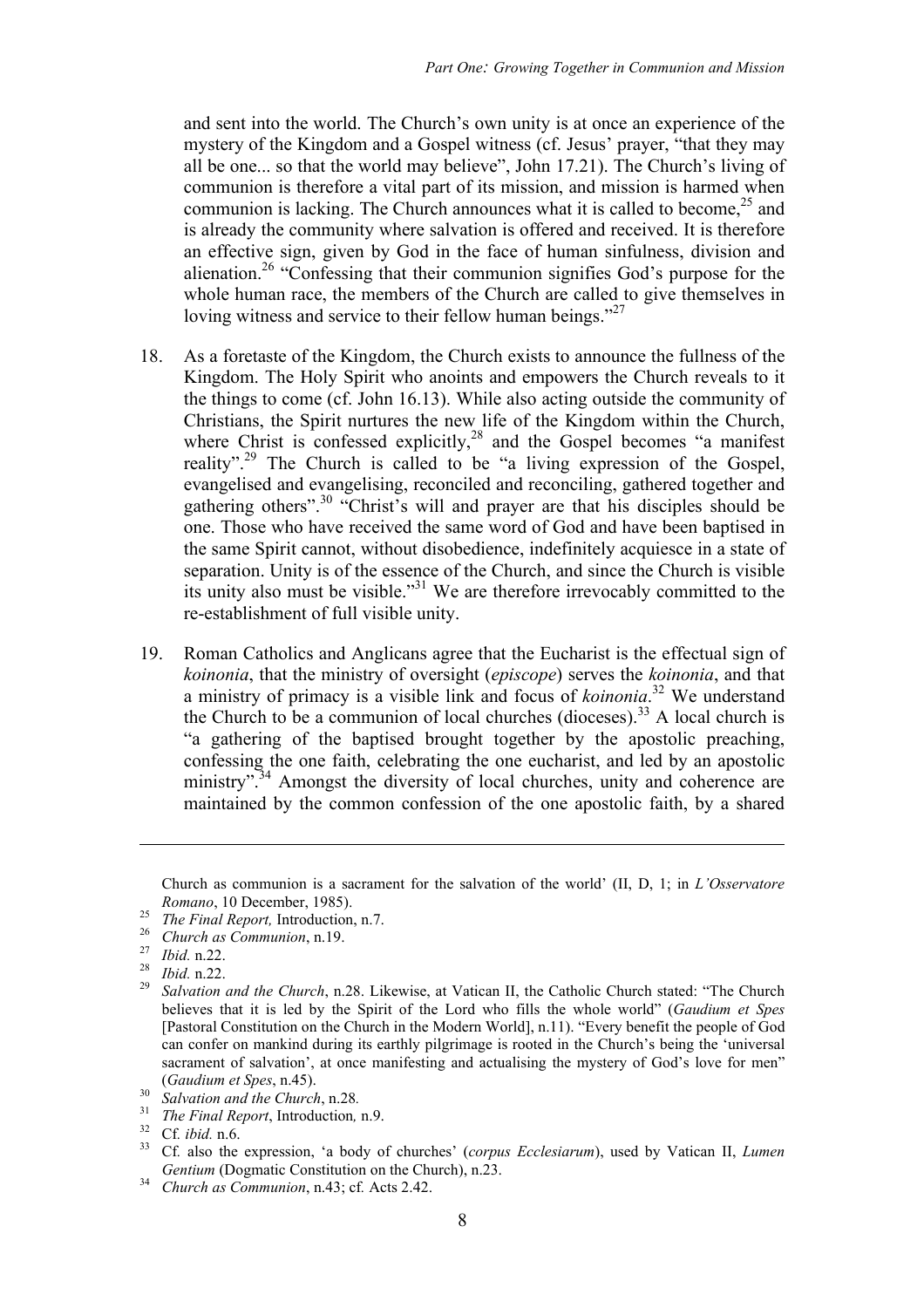and sent into the world. The Church's own unity is at once an experience of the mystery of the Kingdom and a Gospel witness (cf. Jesus' prayer, "that they may all be one... so that the world may believe", John 17.21). The Church's living of communion is therefore a vital part of its mission, and mission is harmed when communion is lacking. The Church announces what it is called to become,[25] and is already the community where salvation is offered and received. It is therefore an effective sign, given by God in the face of human sinfulness, division and alienation.[26] "Confessing that their communion signifies God's purpose for the whole human race, the members of the Church are called to give themselves in loving witness and service to their fellow human beings."[27]

18. As a foretaste of the Kingdom, the Church exists to announce the fullness of the Kingdom. The Holy Spirit who anoints and empowers the Church reveals to it the things to come (cf. John 16.13). While also acting outside the community of Christians, the Spirit nurtures the new life of the Kingdom within the Church, where Christ is confessed explicitly,[28] and the Gospel becomes "a manifest reality".[29] The Church is called to be "a living expression of the Gospel, evangelised and evangelising, reconciled and reconciling, gathered together and gathering others".[30] "Christ's will and prayer are that his disciples should be one. Those who have received the same word of God and have been baptised in the same Spirit cannot, without disobedience, indefinitely acquiesce in a state of separation. Unity is of the essence of the Church, and since the Church is visible its unity also must be visible."[31] We are therefore irrevocably committed to the re-establishment of full visible unity.

19. Roman Catholics and Anglicans agree that the Eucharist is the effectual sign of *koinonia*, that the ministry of oversight (*episcope*) serves the *koinonia*, and that a ministry of primacy is a visible link and focus of *koinonia*.[32] We understand the Church to be a communion of local churches (dioceses).[33] A local church is "a gathering of the baptised brought together by the apostolic preaching, confessing the one faith, celebrating the one eucharist, and led by an apostolic ministry".[34] Amongst the diversity of local churches, unity and coherence are maintained by the common confession of the one apostolic faith, by a shared

---

Church as communion is a sacrament for the salvation of the world' (II, D, 1; in *L'Osservatore Romano*, 10 December, 1985).

[25] *The Final Report,* Introduction, n.7.

[26] *Church as Communion*, n.19.

[27] *Ibid.* n.22.

[28] *Ibid.* n.22.

[29] *Salvation and the Church*, n.28. Likewise, at Vatican II, the Catholic Church stated: "The Church believes that it is led by the Spirit of the Lord who fills the whole world" (*Gaudium et Spes* [Pastoral Constitution on the Church in the Modern World], n.11). "Every benefit the people of God can confer on mankind during its earthly pilgrimage is rooted in the Church's being the 'universal sacrament of salvation', at once manifesting and actualising the mystery of God's love for men" (*Gaudium et Spes*, n.45).

[30] *Salvation and the Church*, n.28.

[31] *The Final Report*, Introduction*,* n.9.

[32] Cf*. ibid.* n.6.

[33] Cf*.* also the expression, 'a body of churches' (*corpus Ecclesiarum*), used by Vatican II, *Lumen Gentium* (Dogmatic Constitution on the Church), n.23.

[34] *Church as Communion*, n.43; cf*.* Acts 2.42.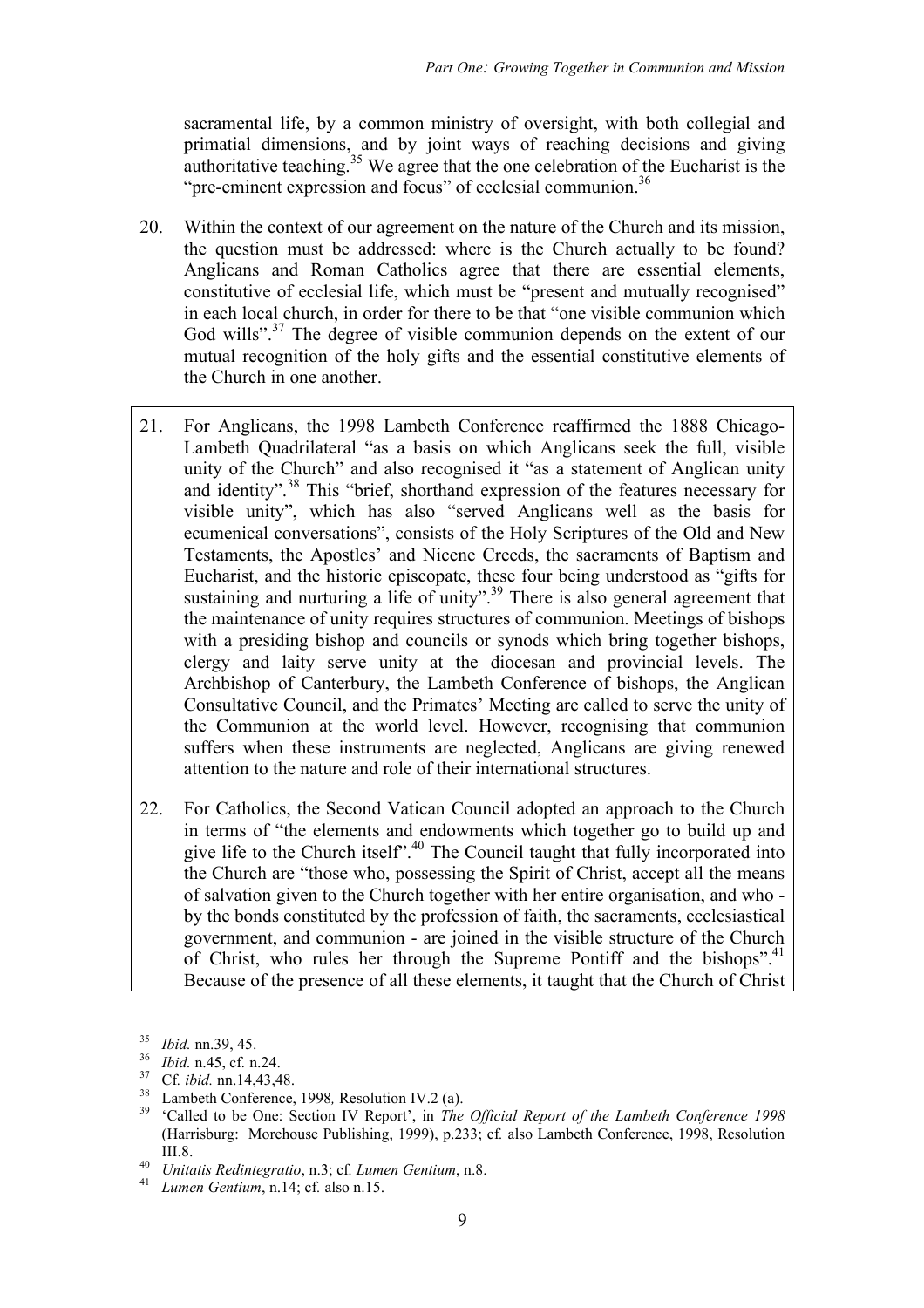sacramental life, by a common ministry of oversight, with both collegial and primatial dimensions, and by joint ways of reaching decisions and giving authoritative teaching.[35] We agree that the one celebration of the Eucharist is the "pre-eminent expression and focus" of ecclesial communion.[36]

20. Within the context of our agreement on the nature of the Church and its mission, the question must be addressed: where is the Church actually to be found? Anglicans and Roman Catholics agree that there are essential elements, constitutive of ecclesial life, which must be "present and mutually recognised" in each local church, in order for there to be that "one visible communion which God wills".[37] The degree of visible communion depends on the extent of our mutual recognition of the holy gifts and the essential constitutive elements of the Church in one another.

21. For Anglicans, the 1998 Lambeth Conference reaffirmed the 1888 Chicago-Lambeth Quadrilateral "as a basis on which Anglicans seek the full, visible unity of the Church" and also recognised it "as a statement of Anglican unity and identity".[38] This "brief, shorthand expression of the features necessary for visible unity", which has also "served Anglicans well as the basis for ecumenical conversations", consists of the Holy Scriptures of the Old and New Testaments, the Apostles' and Nicene Creeds, the sacraments of Baptism and Eucharist, and the historic episcopate, these four being understood as "gifts for sustaining and nurturing a life of unity".[39] There is also general agreement that the maintenance of unity requires structures of communion. Meetings of bishops with a presiding bishop and councils or synods which bring together bishops, clergy and laity serve unity at the diocesan and provincial levels. The Archbishop of Canterbury, the Lambeth Conference of bishops, the Anglican Consultative Council, and the Primates' Meeting are called to serve the unity of the Communion at the world level. However, recognising that communion suffers when these instruments are neglected, Anglicans are giving renewed attention to the nature and role of their international structures.

22. For Catholics, the Second Vatican Council adopted an approach to the Church in terms of "the elements and endowments which together go to build up and give life to the Church itself".[40] The Council taught that fully incorporated into the Church are "those who, possessing the Spirit of Christ, accept all the means of salvation given to the Church together with her entire organisation, and who - by the bonds constituted by the profession of faith, the sacraments, ecclesiastical government, and communion - are joined in the visible structure of the Church of Christ, who rules her through the Supreme Pontiff and the bishops".[41] Because of the presence of all these elements, it taught that the Church of Christ

---

[35] *Ibid.* nn.39, 45.

[36] *Ibid.* n.45, cf. n.24.

[37] Cf. *ibid.* nn.14,43,48.

[38] Lambeth Conference, 1998*,* Resolution IV.2 (a).

[39] 'Called to be One: Section IV Report', in *The Official Report of the Lambeth Conference 1998* (Harrisburg: Morehouse Publishing, 1999), p.233; cf. also Lambeth Conference, 1998, Resolution III.8.

[40] *Unitatis Redintegratio*, n.3; cf. *Lumen Gentium*, n.8.

[41] *Lumen Gentium*, n.14; cf. also n.15.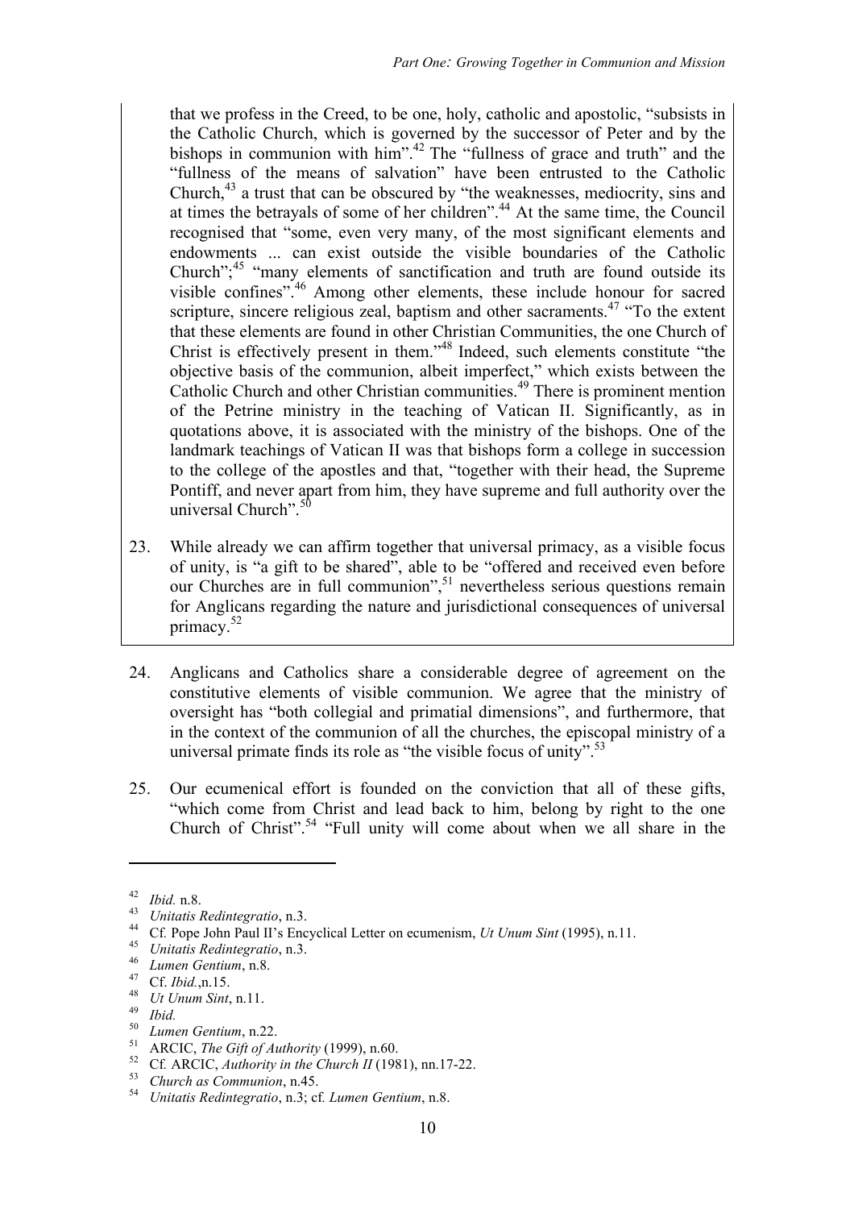that we profess in the Creed, to be one, holy, catholic and apostolic, "subsists in the Catholic Church, which is governed by the successor of Peter and by the bishops in communion with him".[42] The "fullness of grace and truth" and the "fullness of the means of salvation" have been entrusted to the Catholic Church,[43] a trust that can be obscured by "the weaknesses, mediocrity, sins and at times the betrayals of some of her children".[44] At the same time, the Council recognised that "some, even very many, of the most significant elements and endowments ... can exist outside the visible boundaries of the Catholic Church";[45] "many elements of sanctification and truth are found outside its visible confines".[46] Among other elements, these include honour for sacred scripture, sincere religious zeal, baptism and other sacraments.[47] "To the extent that these elements are found in other Christian Communities, the one Church of Christ is effectively present in them."[48] Indeed, such elements constitute "the objective basis of the communion, albeit imperfect," which exists between the Catholic Church and other Christian communities.[49] There is prominent mention of the Petrine ministry in the teaching of Vatican II. Significantly, as in quotations above, it is associated with the ministry of the bishops. One of the landmark teachings of Vatican II was that bishops form a college in succession to the college of the apostles and that, "together with their head, the Supreme Pontiff, and never apart from him, they have supreme and full authority over the universal Church".[50]

23. While already we can affirm together that universal primacy, as a visible focus of unity, is "a gift to be shared", able to be "offered and received even before our Churches are in full communion",[51] nevertheless serious questions remain for Anglicans regarding the nature and jurisdictional consequences of universal primacy.[52]

24. Anglicans and Catholics share a considerable degree of agreement on the constitutive elements of visible communion. We agree that the ministry of oversight has "both collegial and primatial dimensions", and furthermore, that in the context of the communion of all the churches, the episcopal ministry of a universal primate finds its role as "the visible focus of unity".[53]

25. Our ecumenical effort is founded on the conviction that all of these gifts, "which come from Christ and lead back to him, belong by right to the one Church of Christ".[54] "Full unity will come about when we all share in the

---

[42] *Ibid.* n.8.

[43] *Unitatis Redintegratio*, n.3.

[44] Cf. Pope John Paul II's Encyclical Letter on ecumenism, *Ut Unum Sint* (1995), n.11.

[45] *Unitatis Redintegratio*, n.3.

[46] *Lumen Gentium*, n.8.

[47] Cf. *Ibid.*,n.15.

[48] *Ut Unum Sint*, n.11.

[49] *Ibid.*

[50] *Lumen Gentium*, n.22.

[51] ARCIC, *The Gift of Authority* (1999), n.60.

[52] Cf. ARCIC, *Authority in the Church II* (1981), nn.17-22.

[53] *Church as Communion*, n.45.

[54] *Unitatis Redintegratio*, n.3; cf. *Lumen Gentium*, n.8.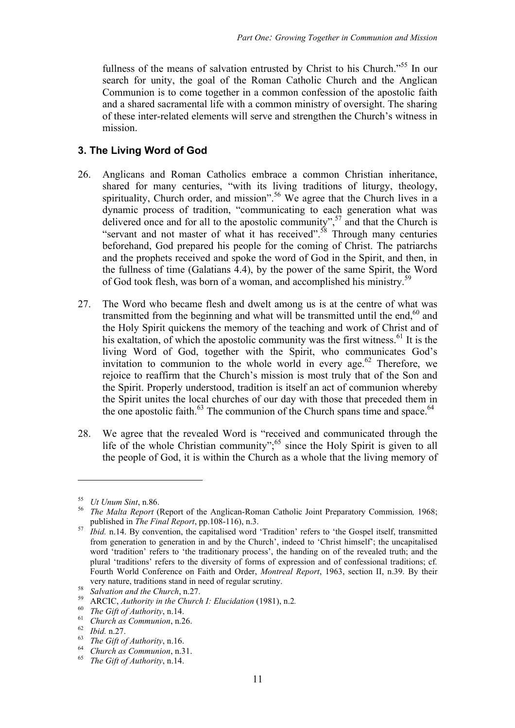fullness of the means of salvation entrusted by Christ to his Church."[55] In our search for unity, the goal of the Roman Catholic Church and the Anglican Communion is to come together in a common confession of the apostolic faith and a shared sacramental life with a common ministry of oversight. The sharing of these inter-related elements will serve and strengthen the Church's witness in mission.

### 3. The Living Word of God

26. Anglicans and Roman Catholics embrace a common Christian inheritance, shared for many centuries, "with its living traditions of liturgy, theology, spirituality, Church order, and mission".[56] We agree that the Church lives in a dynamic process of tradition, "communicating to each generation what was delivered once and for all to the apostolic community",[57] and that the Church is "servant and not master of what it has received".[58] Through many centuries beforehand, God prepared his people for the coming of Christ. The patriarchs and the prophets received and spoke the word of God in the Spirit, and then, in the fullness of time (Galatians 4.4), by the power of the same Spirit, the Word of God took flesh, was born of a woman, and accomplished his ministry.[59]

27. The Word who became flesh and dwelt among us is at the centre of what was transmitted from the beginning and what will be transmitted until the end,[60] and the Holy Spirit quickens the memory of the teaching and work of Christ and of his exaltation, of which the apostolic community was the first witness.[61] It is the living Word of God, together with the Spirit, who communicates God's invitation to communion to the whole world in every age.[62] Therefore, we rejoice to reaffirm that the Church's mission is most truly that of the Son and the Spirit. Properly understood, tradition is itself an act of communion whereby the Spirit unites the local churches of our day with those that preceded them in the one apostolic faith.[63] The communion of the Church spans time and space.[64]

28. We agree that the revealed Word is "received and communicated through the life of the whole Christian community";[65] since the Holy Spirit is given to all the people of God, it is within the Church as a whole that the living memory of

---

[55] *Ut Unum Sint*, n.86.

[56] *The Malta Report* (Report of the Anglican-Roman Catholic Joint Preparatory Commission*,* 1968; published in *The Final Report*, pp.108-116), n.3.

[57] *Ibid.* n.14. By convention, the capitalised word 'Tradition' refers to 'the Gospel itself, transmitted from generation to generation in and by the Church', indeed to 'Christ himself'; the uncapitalised word 'tradition' refers to 'the traditionary process', the handing on of the revealed truth; and the plural 'traditions' refers to the diversity of forms of expression and of confessional traditions; cf. Fourth World Conference on Faith and Order, *Montreal Report*, 1963, section II, n.39. By their very nature, traditions stand in need of regular scrutiny.

[58] *Salvation and the Church*, n.27.

[59] ARCIC, *Authority in the Church I: Elucidation* (1981), n.2*.*

[60] *The Gift of Authority*, n.14.

[61] *Church as Communion*, n.26.

[62] *Ibid.* n.27.

[63] *The Gift of Authority*, n.16.

[64] *Church as Communion*, n.31.

[65] *The Gift of Authority*, n.14.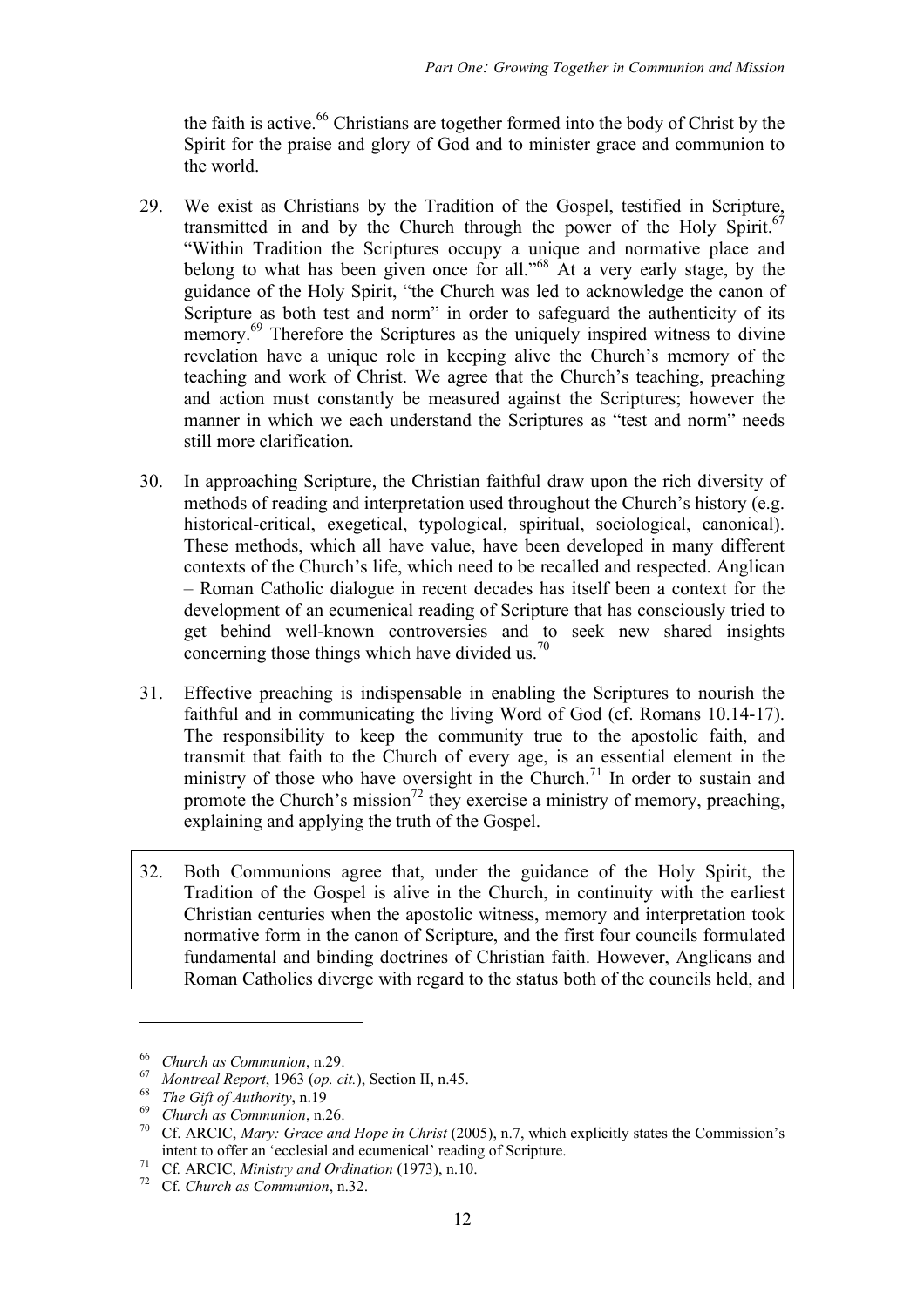the faith is active.[66] Christians are together formed into the body of Christ by the Spirit for the praise and glory of God and to minister grace and communion to the world.

29. We exist as Christians by the Tradition of the Gospel, testified in Scripture, transmitted in and by the Church through the power of the Holy Spirit.[67] "Within Tradition the Scriptures occupy a unique and normative place and belong to what has been given once for all."[68] At a very early stage, by the guidance of the Holy Spirit, "the Church was led to acknowledge the canon of Scripture as both test and norm" in order to safeguard the authenticity of its memory.[69] Therefore the Scriptures as the uniquely inspired witness to divine revelation have a unique role in keeping alive the Church's memory of the teaching and work of Christ. We agree that the Church's teaching, preaching and action must constantly be measured against the Scriptures; however the manner in which we each understand the Scriptures as "test and norm" needs still more clarification.

30. In approaching Scripture, the Christian faithful draw upon the rich diversity of methods of reading and interpretation used throughout the Church's history (e.g. historical-critical, exegetical, typological, spiritual, sociological, canonical). These methods, which all have value, have been developed in many different contexts of the Church's life, which need to be recalled and respected. Anglican – Roman Catholic dialogue in recent decades has itself been a context for the development of an ecumenical reading of Scripture that has consciously tried to get behind well-known controversies and to seek new shared insights concerning those things which have divided us.[70]

31. Effective preaching is indispensable in enabling the Scriptures to nourish the faithful and in communicating the living Word of God (cf. Romans 10.14-17). The responsibility to keep the community true to the apostolic faith, and transmit that faith to the Church of every age, is an essential element in the ministry of those who have oversight in the Church.[71] In order to sustain and promote the Church's mission[72] they exercise a ministry of memory, preaching, explaining and applying the truth of the Gospel.

32. Both Communions agree that, under the guidance of the Holy Spirit, the Tradition of the Gospel is alive in the Church, in continuity with the earliest Christian centuries when the apostolic witness, memory and interpretation took normative form in the canon of Scripture, and the first four councils formulated fundamental and binding doctrines of Christian faith. However, Anglicans and Roman Catholics diverge with regard to the status both of the councils held, and

---

[66] *Church as Communion*, n.29.

[67] *Montreal Report*, 1963 (*op. cit.*), Section II, n.45.

[68] *The Gift of Authority*, n.19

[69] *Church as Communion*, n.26.

[70] Cf. ARCIC, *Mary: Grace and Hope in Christ* (2005), n.7, which explicitly states the Commission's intent to offer an 'ecclesial and ecumenical' reading of Scripture.

[71] Cf. ARCIC, *Ministry and Ordination* (1973), n.10.

[72] Cf. *Church as Communion*, n.32.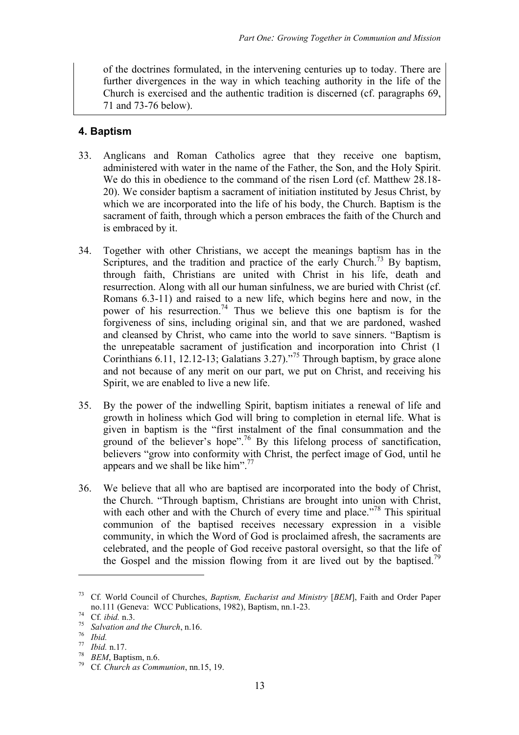of the doctrines formulated, in the intervening centuries up to today. There are further divergences in the way in which teaching authority in the life of the Church is exercised and the authentic tradition is discerned (cf. paragraphs 69, 71 and 73-76 below).

## 4. Baptism

33. Anglicans and Roman Catholics agree that they receive one baptism, administered with water in the name of the Father, the Son, and the Holy Spirit. We do this in obedience to the command of the risen Lord (cf. Matthew 28.18-20). We consider baptism a sacrament of initiation instituted by Jesus Christ, by which we are incorporated into the life of his body, the Church. Baptism is the sacrament of faith, through which a person embraces the faith of the Church and is embraced by it.

34. Together with other Christians, we accept the meanings baptism has in the Scriptures, and the tradition and practice of the early Church.[73] By baptism, through faith, Christians are united with Christ in his life, death and resurrection. Along with all our human sinfulness, we are buried with Christ (cf. Romans 6.3-11) and raised to a new life, which begins here and now, in the power of his resurrection.[74] Thus we believe this one baptism is for the forgiveness of sins, including original sin, and that we are pardoned, washed and cleansed by Christ, who came into the world to save sinners. "Baptism is the unrepeatable sacrament of justification and incorporation into Christ (1 Corinthians 6.11, 12.12-13; Galatians 3.27)."[75] Through baptism, by grace alone and not because of any merit on our part, we put on Christ, and receiving his Spirit, we are enabled to live a new life.

35. By the power of the indwelling Spirit, baptism initiates a renewal of life and growth in holiness which God will bring to completion in eternal life. What is given in baptism is the "first instalment of the final consummation and the ground of the believer's hope".[76] By this lifelong process of sanctification, believers "grow into conformity with Christ, the perfect image of God, until he appears and we shall be like him".[77]

36. We believe that all who are baptised are incorporated into the body of Christ, the Church. "Through baptism, Christians are brought into union with Christ, with each other and with the Church of every time and place."[78] This spiritual communion of the baptised receives necessary expression in a visible community, in which the Word of God is proclaimed afresh, the sacraments are celebrated, and the people of God receive pastoral oversight, so that the life of the Gospel and the mission flowing from it are lived out by the baptised.[79]

---

[73] Cf. World Council of Churches, *Baptism, Eucharist and Ministry* [*BEM*], Faith and Order Paper no.111 (Geneva: WCC Publications, 1982), Baptism, nn.1-23.

[74] Cf. *ibid.* n.3.

[75] *Salvation and the Church*, n.16.

[76] *Ibid.*

[77] *Ibid.* n.17.

[78] *BEM*, Baptism, n.6.

[79] Cf. *Church as Communion*, nn.15, 19.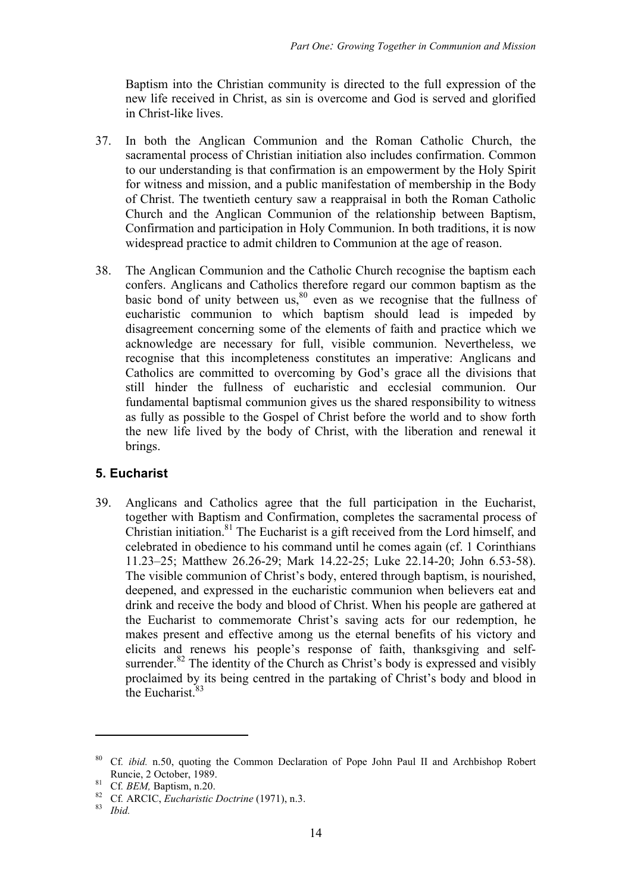Baptism into the Christian community is directed to the full expression of the new life received in Christ, as sin is overcome and God is served and glorified in Christ-like lives.

37. In both the Anglican Communion and the Roman Catholic Church, the sacramental process of Christian initiation also includes confirmation. Common to our understanding is that confirmation is an empowerment by the Holy Spirit for witness and mission, and a public manifestation of membership in the Body of Christ. The twentieth century saw a reappraisal in both the Roman Catholic Church and the Anglican Communion of the relationship between Baptism, Confirmation and participation in Holy Communion. In both traditions, it is now widespread practice to admit children to Communion at the age of reason.

38. The Anglican Communion and the Catholic Church recognise the baptism each confers. Anglicans and Catholics therefore regard our common baptism as the basic bond of unity between us,[80] even as we recognise that the fullness of eucharistic communion to which baptism should lead is impeded by disagreement concerning some of the elements of faith and practice which we acknowledge are necessary for full, visible communion. Nevertheless, we recognise that this incompleteness constitutes an imperative: Anglicans and Catholics are committed to overcoming by God's grace all the divisions that still hinder the fullness of eucharistic and ecclesial communion. Our fundamental baptismal communion gives us the shared responsibility to witness as fully as possible to the Gospel of Christ before the world and to show forth the new life lived by the body of Christ, with the liberation and renewal it brings.

## 5. Eucharist

39. Anglicans and Catholics agree that the full participation in the Eucharist, together with Baptism and Confirmation, completes the sacramental process of Christian initiation.[81] The Eucharist is a gift received from the Lord himself, and celebrated in obedience to his command until he comes again (cf. 1 Corinthians 11.23–25; Matthew 26.26-29; Mark 14.22-25; Luke 22.14-20; John 6.53-58). The visible communion of Christ's body, entered through baptism, is nourished, deepened, and expressed in the eucharistic communion when believers eat and drink and receive the body and blood of Christ. When his people are gathered at the Eucharist to commemorate Christ's saving acts for our redemption, he makes present and effective among us the eternal benefits of his victory and elicits and renews his people's response of faith, thanksgiving and self-surrender.[82] The identity of the Church as Christ's body is expressed and visibly proclaimed by its being centred in the partaking of Christ's body and blood in the Eucharist.[83]

---

[80] Cf. *ibid.* n.50, quoting the Common Declaration of Pope John Paul II and Archbishop Robert Runcie, 2 October, 1989.

[81] Cf. *BEM,* Baptism, n.20.

[82] Cf. ARCIC, *Eucharistic Doctrine* (1971), n.3.

[83] *Ibid.*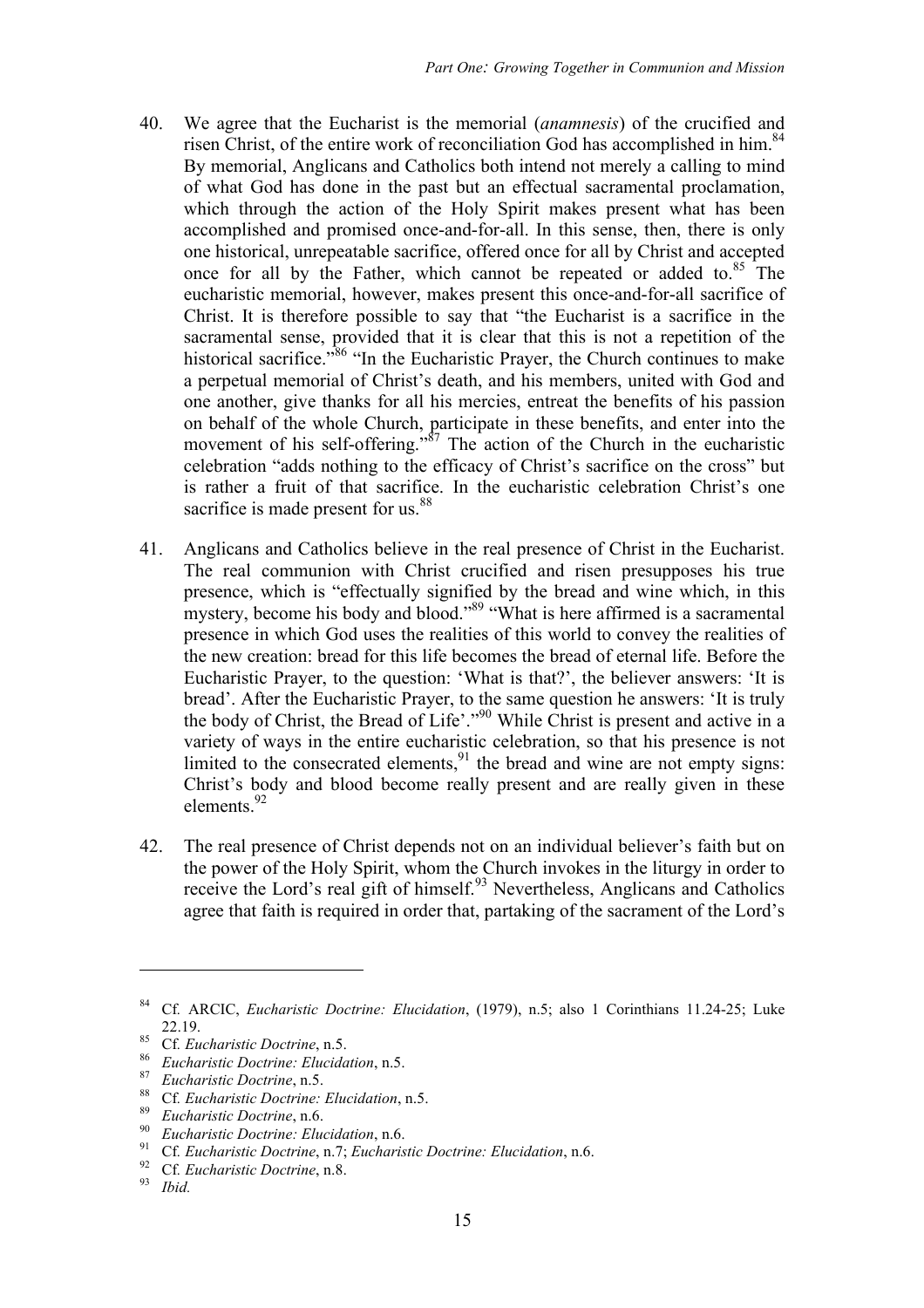40. We agree that the Eucharist is the memorial (*anamnesis*) of the crucified and risen Christ, of the entire work of reconciliation God has accomplished in him.[84] By memorial, Anglicans and Catholics both intend not merely a calling to mind of what God has done in the past but an effectual sacramental proclamation, which through the action of the Holy Spirit makes present what has been accomplished and promised once-and-for-all. In this sense, then, there is only one historical, unrepeatable sacrifice, offered once for all by Christ and accepted once for all by the Father, which cannot be repeated or added to.[85] The eucharistic memorial, however, makes present this once-and-for-all sacrifice of Christ. It is therefore possible to say that "the Eucharist is a sacrifice in the sacramental sense, provided that it is clear that this is not a repetition of the historical sacrifice."[86] "In the Eucharistic Prayer, the Church continues to make a perpetual memorial of Christ's death, and his members, united with God and one another, give thanks for all his mercies, entreat the benefits of his passion on behalf of the whole Church, participate in these benefits, and enter into the movement of his self-offering."[87] The action of the Church in the eucharistic celebration "adds nothing to the efficacy of Christ's sacrifice on the cross" but is rather a fruit of that sacrifice. In the eucharistic celebration Christ's one sacrifice is made present for us.[88]

41. Anglicans and Catholics believe in the real presence of Christ in the Eucharist. The real communion with Christ crucified and risen presupposes his true presence, which is "effectually signified by the bread and wine which, in this mystery, become his body and blood."[89] "What is here affirmed is a sacramental presence in which God uses the realities of this world to convey the realities of the new creation: bread for this life becomes the bread of eternal life. Before the Eucharistic Prayer, to the question: 'What is that?', the believer answers: 'It is bread'. After the Eucharistic Prayer, to the same question he answers: 'It is truly the body of Christ, the Bread of Life'."[90] While Christ is present and active in a variety of ways in the entire eucharistic celebration, so that his presence is not limited to the consecrated elements,[91] the bread and wine are not empty signs: Christ's body and blood become really present and are really given in these elements.[92]

42. The real presence of Christ depends not on an individual believer's faith but on the power of the Holy Spirit, whom the Church invokes in the liturgy in order to receive the Lord's real gift of himself.[93] Nevertheless, Anglicans and Catholics agree that faith is required in order that, partaking of the sacrament of the Lord's

---

[84] Cf. ARCIC, *Eucharistic Doctrine: Elucidation*, (1979), n.5; also 1 Corinthians 11.24-25; Luke 22.19.

[85] Cf. *Eucharistic Doctrine*, n.5.

[86] *Eucharistic Doctrine: Elucidation*, n.5.

[87] *Eucharistic Doctrine*, n.5.

[88] Cf. *Eucharistic Doctrine: Elucidation*, n.5.

[89] *Eucharistic Doctrine*, n.6.

[90] *Eucharistic Doctrine: Elucidation*, n.6.

[91] Cf. *Eucharistic Doctrine*, n.7; *Eucharistic Doctrine: Elucidation*, n.6.

[92] Cf. *Eucharistic Doctrine*, n.8.

[93] *Ibid.*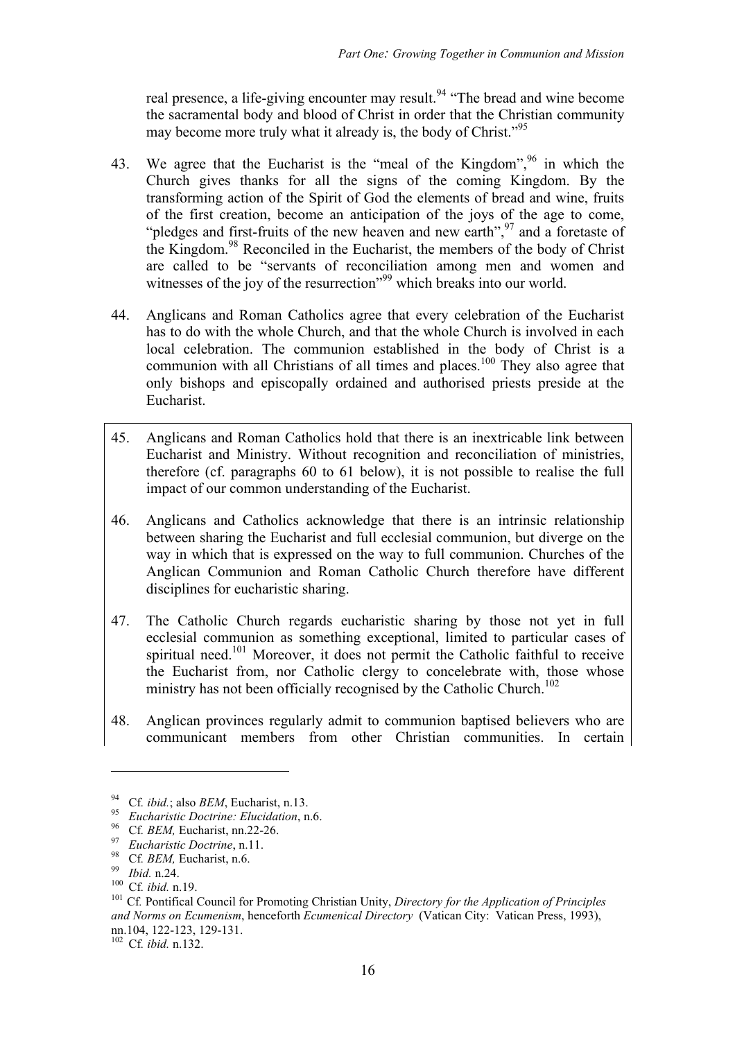real presence, a life-giving encounter may result.[94] "The bread and wine become the sacramental body and blood of Christ in order that the Christian community may become more truly what it already is, the body of Christ."[95]

43. We agree that the Eucharist is the "meal of the Kingdom",[96] in which the Church gives thanks for all the signs of the coming Kingdom. By the transforming action of the Spirit of God the elements of bread and wine, fruits of the first creation, become an anticipation of the joys of the age to come, "pledges and first-fruits of the new heaven and new earth",[97] and a foretaste of the Kingdom.[98] Reconciled in the Eucharist, the members of the body of Christ are called to be "servants of reconciliation among men and women and witnesses of the joy of the resurrection"[99] which breaks into our world.

44. Anglicans and Roman Catholics agree that every celebration of the Eucharist has to do with the whole Church, and that the whole Church is involved in each local celebration. The communion established in the body of Christ is a communion with all Christians of all times and places.[100] They also agree that only bishops and episcopally ordained and authorised priests preside at the Eucharist.

45. Anglicans and Roman Catholics hold that there is an inextricable link between Eucharist and Ministry. Without recognition and reconciliation of ministries, therefore (cf. paragraphs 60 to 61 below), it is not possible to realise the full impact of our common understanding of the Eucharist.

46. Anglicans and Catholics acknowledge that there is an intrinsic relationship between sharing the Eucharist and full ecclesial communion, but diverge on the way in which that is expressed on the way to full communion. Churches of the Anglican Communion and Roman Catholic Church therefore have different disciplines for eucharistic sharing.

47. The Catholic Church regards eucharistic sharing by those not yet in full ecclesial communion as something exceptional, limited to particular cases of spiritual need.[101] Moreover, it does not permit the Catholic faithful to receive the Eucharist from, nor Catholic clergy to concelebrate with, those whose ministry has not been officially recognised by the Catholic Church.[102]

48. Anglican provinces regularly admit to communion baptised believers who are communicant members from other Christian communities. In certain

---

[94] Cf. *ibid.*; also *BEM*, Eucharist, n.13.

[95] *Eucharistic Doctrine: Elucidation*, n.6.

[96] Cf. *BEM,* Eucharist, nn.22-26.

[97] *Eucharistic Doctrine*, n.11.

[98] Cf. *BEM,* Eucharist, n.6.

[99] *Ibid.* n.24.

[100] Cf. *ibid.* n.19.

[101] Cf. Pontifical Council for Promoting Christian Unity, *Directory for the Application of Principles and Norms on Ecumenism*, henceforth *Ecumenical Directory* (Vatican City: Vatican Press, 1993), nn.104, 122-123, 129-131.

[102] Cf. *ibid.* n.132.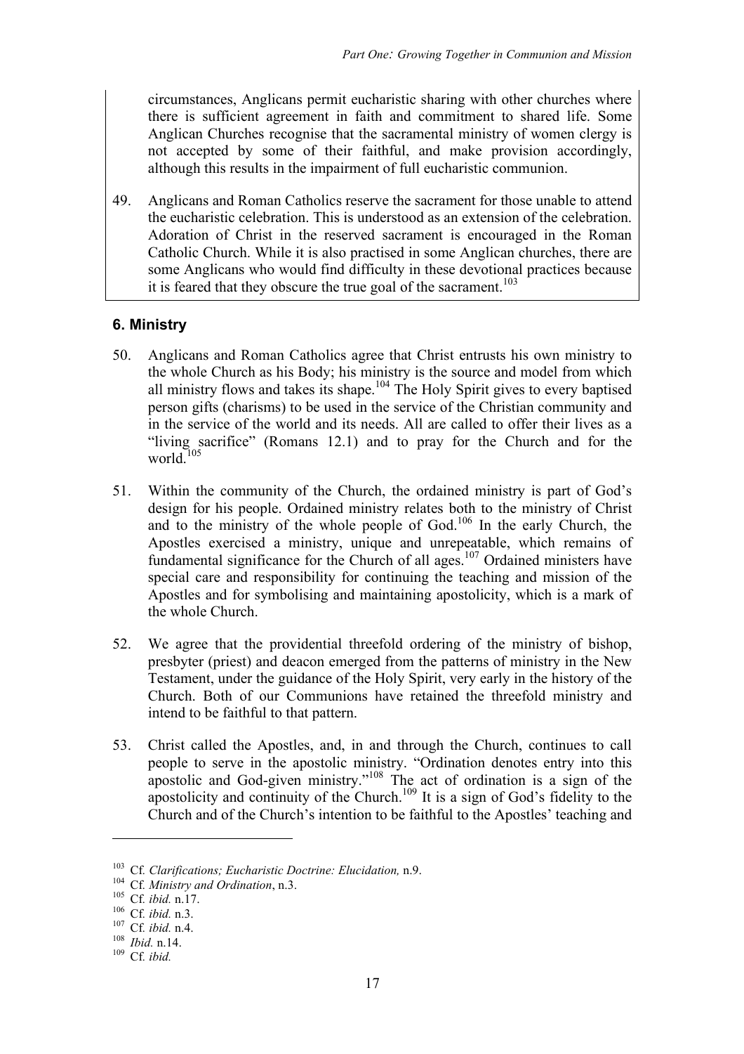circumstances, Anglicans permit eucharistic sharing with other churches where there is sufficient agreement in faith and commitment to shared life. Some Anglican Churches recognise that the sacramental ministry of women clergy is not accepted by some of their faithful, and make provision accordingly, although this results in the impairment of full eucharistic communion.

49. Anglicans and Roman Catholics reserve the sacrament for those unable to attend the eucharistic celebration. This is understood as an extension of the celebration. Adoration of Christ in the reserved sacrament is encouraged in the Roman Catholic Church. While it is also practised in some Anglican churches, there are some Anglicans who would find difficulty in these devotional practices because it is feared that they obscure the true goal of the sacrament.[103]

### 6. Ministry

50. Anglicans and Roman Catholics agree that Christ entrusts his own ministry to the whole Church as his Body; his ministry is the source and model from which all ministry flows and takes its shape.[104] The Holy Spirit gives to every baptised person gifts (charisms) to be used in the service of the Christian community and in the service of the world and its needs. All are called to offer their lives as a "living sacrifice" (Romans 12.1) and to pray for the Church and for the world.[105]

51. Within the community of the Church, the ordained ministry is part of God's design for his people. Ordained ministry relates both to the ministry of Christ and to the ministry of the whole people of God.[106] In the early Church, the Apostles exercised a ministry, unique and unrepeatable, which remains of fundamental significance for the Church of all ages.[107] Ordained ministers have special care and responsibility for continuing the teaching and mission of the Apostles and for symbolising and maintaining apostolicity, which is a mark of the whole Church.

52. We agree that the providential threefold ordering of the ministry of bishop, presbyter (priest) and deacon emerged from the patterns of ministry in the New Testament, under the guidance of the Holy Spirit, very early in the history of the Church. Both of our Communions have retained the threefold ministry and intend to be faithful to that pattern.

53. Christ called the Apostles, and, in and through the Church, continues to call people to serve in the apostolic ministry. "Ordination denotes entry into this apostolic and God-given ministry."[108] The act of ordination is a sign of the apostolicity and continuity of the Church.[109] It is a sign of God's fidelity to the Church and of the Church's intention to be faithful to the Apostles' teaching and

---

[103] Cf. *Clarifications; Eucharistic Doctrine: Elucidation,* n.9.
[104] Cf. *Ministry and Ordination*, n.3.
[105] Cf. *ibid.* n.17.
[106] Cf. *ibid.* n.3.
[107] Cf. *ibid.* n.4.
[108] *Ibid.* n.14.
[109] Cf. *ibid.*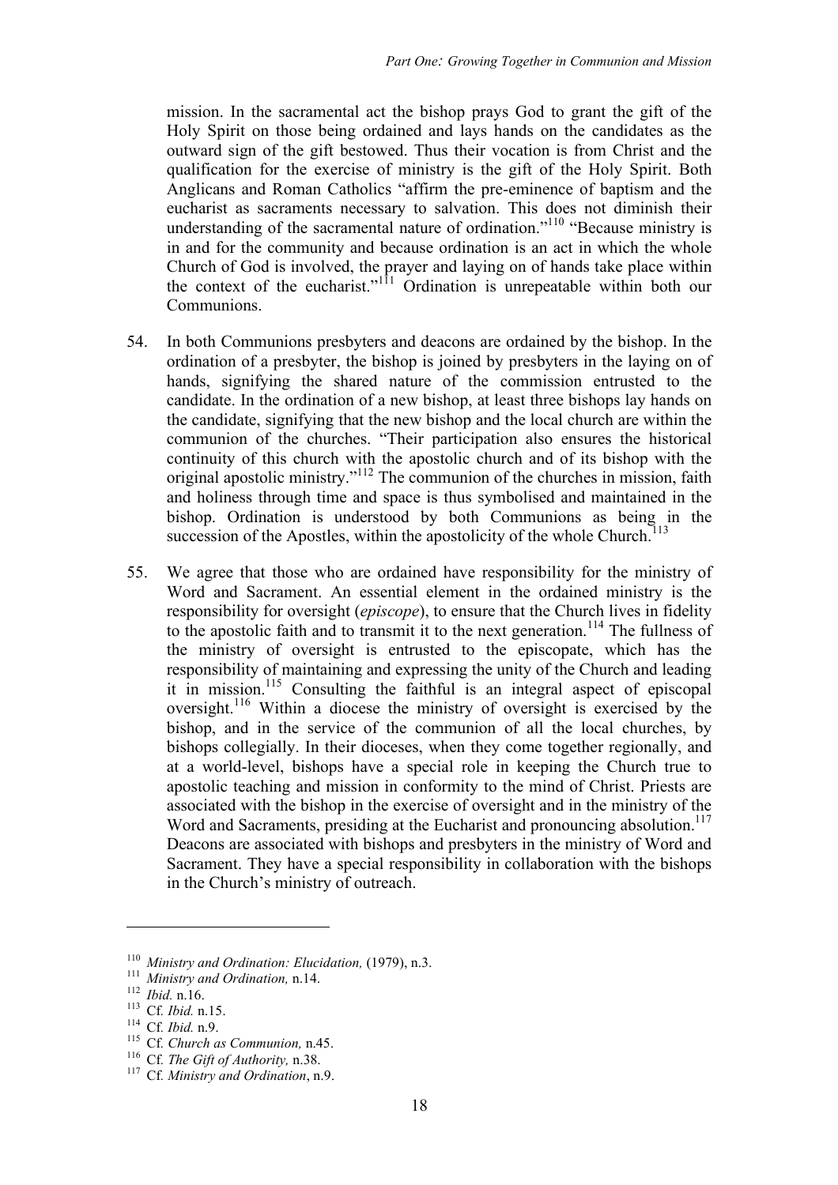mission. In the sacramental act the bishop prays God to grant the gift of the Holy Spirit on those being ordained and lays hands on the candidates as the outward sign of the gift bestowed. Thus their vocation is from Christ and the qualification for the exercise of ministry is the gift of the Holy Spirit. Both Anglicans and Roman Catholics "affirm the pre-eminence of baptism and the eucharist as sacraments necessary to salvation. This does not diminish their understanding of the sacramental nature of ordination."[110] "Because ministry is in and for the community and because ordination is an act in which the whole Church of God is involved, the prayer and laying on of hands take place within the context of the eucharist."[111] Ordination is unrepeatable within both our Communions.

54. In both Communions presbyters and deacons are ordained by the bishop. In the ordination of a presbyter, the bishop is joined by presbyters in the laying on of hands, signifying the shared nature of the commission entrusted to the candidate. In the ordination of a new bishop, at least three bishops lay hands on the candidate, signifying that the new bishop and the local church are within the communion of the churches. "Their participation also ensures the historical continuity of this church with the apostolic church and of its bishop with the original apostolic ministry."[112] The communion of the churches in mission, faith and holiness through time and space is thus symbolised and maintained in the bishop. Ordination is understood by both Communions as being in the succession of the Apostles, within the apostolicity of the whole Church.[113]

55. We agree that those who are ordained have responsibility for the ministry of Word and Sacrament. An essential element in the ordained ministry is the responsibility for oversight (*episcope*), to ensure that the Church lives in fidelity to the apostolic faith and to transmit it to the next generation.[114] The fullness of the ministry of oversight is entrusted to the episcopate, which has the responsibility of maintaining and expressing the unity of the Church and leading it in mission.[115] Consulting the faithful is an integral aspect of episcopal oversight.[116] Within a diocese the ministry of oversight is exercised by the bishop, and in the service of the communion of all the local churches, by bishops collegially. In their dioceses, when they come together regionally, and at a world-level, bishops have a special role in keeping the Church true to apostolic teaching and mission in conformity to the mind of Christ. Priests are associated with the bishop in the exercise of oversight and in the ministry of the Word and Sacraments, presiding at the Eucharist and pronouncing absolution.[117] Deacons are associated with bishops and presbyters in the ministry of Word and Sacrament. They have a special responsibility in collaboration with the bishops in the Church's ministry of outreach.

---

[110] *Ministry and Ordination: Elucidation,* (1979), n.3.
[111] *Ministry and Ordination,* n.14.
[112] *Ibid.* n.16.
[113] Cf. *Ibid.* n.15.
[114] Cf. *Ibid.* n.9.
[115] Cf. *Church as Communion,* n.45.
[116] Cf. *The Gift of Authority,* n.38.
[117] Cf. *Ministry and Ordination*, n.9.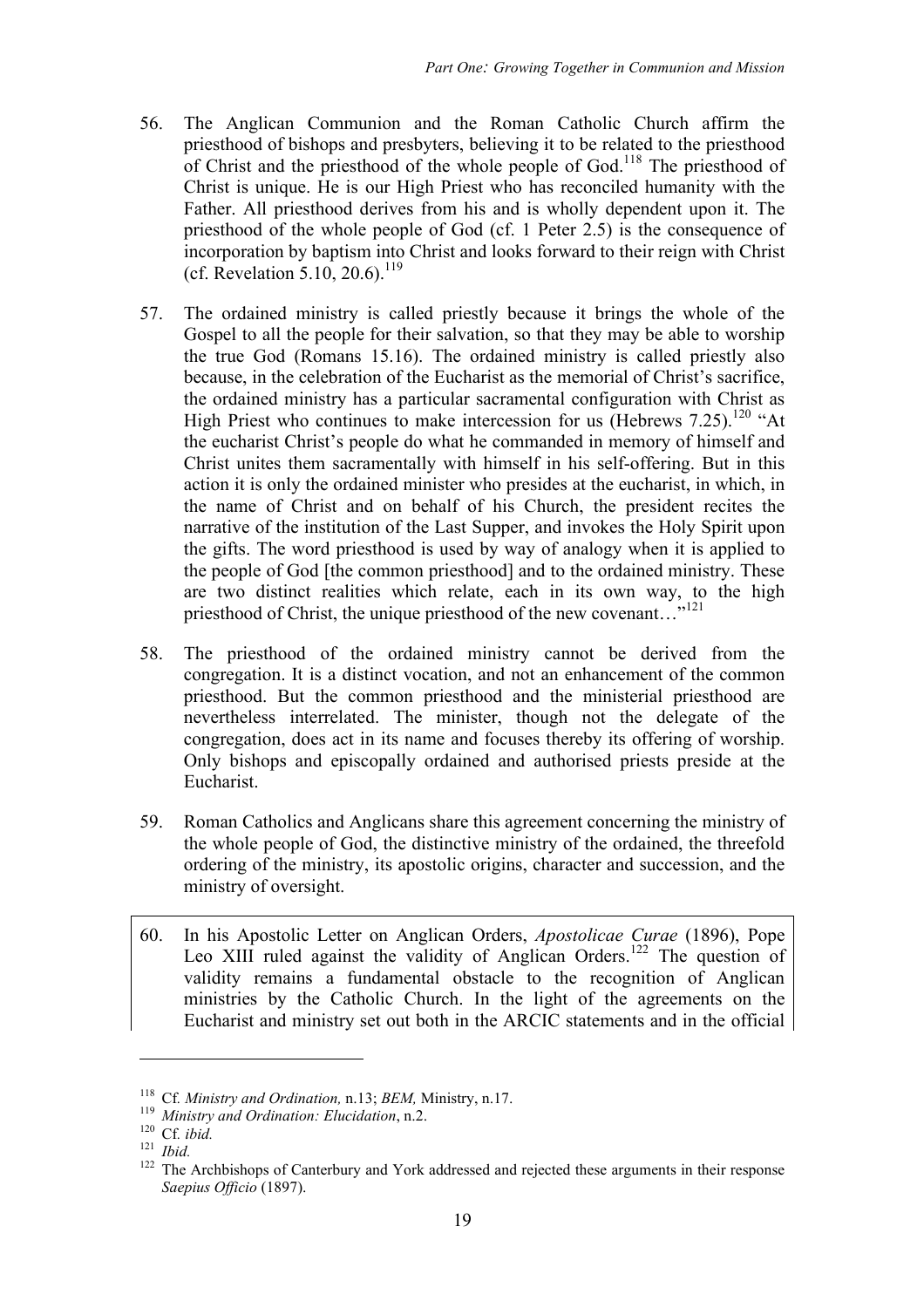56. The Anglican Communion and the Roman Catholic Church affirm the priesthood of bishops and presbyters, believing it to be related to the priesthood of Christ and the priesthood of the whole people of God.[118] The priesthood of Christ is unique. He is our High Priest who has reconciled humanity with the Father. All priesthood derives from his and is wholly dependent upon it. The priesthood of the whole people of God (cf. 1 Peter 2.5) is the consequence of incorporation by baptism into Christ and looks forward to their reign with Christ (cf. Revelation 5.10, 20.6).[119]

57. The ordained ministry is called priestly because it brings the whole of the Gospel to all the people for their salvation, so that they may be able to worship the true God (Romans 15.16). The ordained ministry is called priestly also because, in the celebration of the Eucharist as the memorial of Christ's sacrifice, the ordained ministry has a particular sacramental configuration with Christ as High Priest who continues to make intercession for us (Hebrews 7.25).[120] "At the eucharist Christ's people do what he commanded in memory of himself and Christ unites them sacramentally with himself in his self-offering. But in this action it is only the ordained minister who presides at the eucharist, in which, in the name of Christ and on behalf of his Church, the president recites the narrative of the institution of the Last Supper, and invokes the Holy Spirit upon the gifts. The word priesthood is used by way of analogy when it is applied to the people of God [the common priesthood] and to the ordained ministry. These are two distinct realities which relate, each in its own way, to the high priesthood of Christ, the unique priesthood of the new covenant…"[121]

58. The priesthood of the ordained ministry cannot be derived from the congregation. It is a distinct vocation, and not an enhancement of the common priesthood. But the common priesthood and the ministerial priesthood are nevertheless interrelated. The minister, though not the delegate of the congregation, does act in its name and focuses thereby its offering of worship. Only bishops and episcopally ordained and authorised priests preside at the Eucharist.

59. Roman Catholics and Anglicans share this agreement concerning the ministry of the whole people of God, the distinctive ministry of the ordained, the threefold ordering of the ministry, its apostolic origins, character and succession, and the ministry of oversight.

60. In his Apostolic Letter on Anglican Orders, *Apostolicae Curae* (1896), Pope Leo XIII ruled against the validity of Anglican Orders.[122] The question of validity remains a fundamental obstacle to the recognition of Anglican ministries by the Catholic Church. In the light of the agreements on the Eucharist and ministry set out both in the ARCIC statements and in the official

---

[118] Cf. *Ministry and Ordination,* n.13; *BEM,* Ministry, n.17.

[119] *Ministry and Ordination: Elucidation*, n.2.

[120] Cf. *ibid.*

[121] *Ibid.*

[122] The Archbishops of Canterbury and York addressed and rejected these arguments in their response *Saepius Officio* (1897).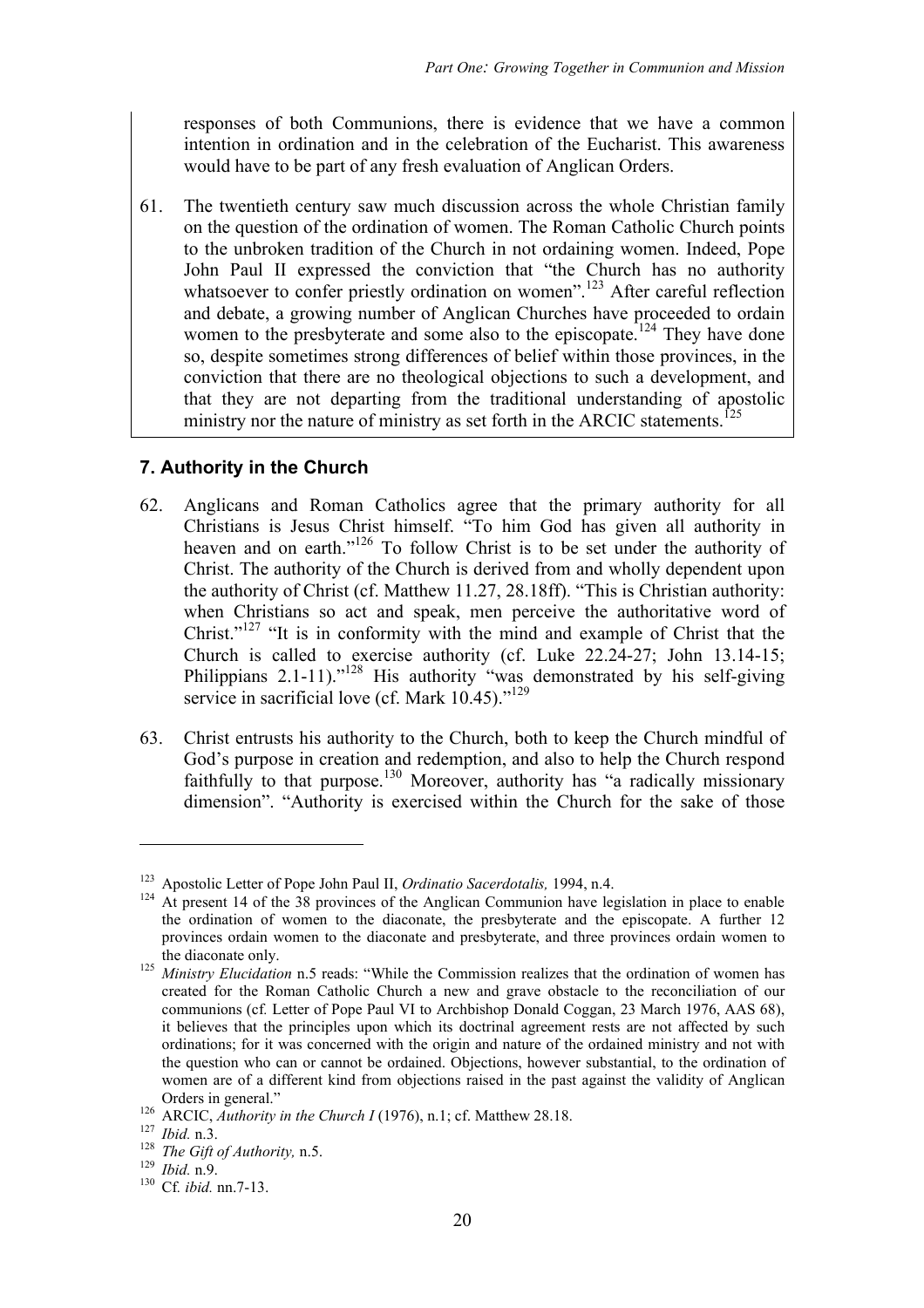responses of both Communions, there is evidence that we have a common intention in ordination and in the celebration of the Eucharist. This awareness would have to be part of any fresh evaluation of Anglican Orders.

61. The twentieth century saw much discussion across the whole Christian family on the question of the ordination of women. The Roman Catholic Church points to the unbroken tradition of the Church in not ordaining women. Indeed, Pope John Paul II expressed the conviction that "the Church has no authority whatsoever to confer priestly ordination on women".[123] After careful reflection and debate, a growing number of Anglican Churches have proceeded to ordain women to the presbyterate and some also to the episcopate.[124] They have done so, despite sometimes strong differences of belief within those provinces, in the conviction that there are no theological objections to such a development, and that they are not departing from the traditional understanding of apostolic ministry nor the nature of ministry as set forth in the ARCIC statements.[125]

## 7. Authority in the Church

62. Anglicans and Roman Catholics agree that the primary authority for all Christians is Jesus Christ himself. "To him God has given all authority in heaven and on earth."[126] To follow Christ is to be set under the authority of Christ. The authority of the Church is derived from and wholly dependent upon the authority of Christ (cf. Matthew 11.27, 28.18ff). "This is Christian authority: when Christians so act and speak, men perceive the authoritative word of Christ."[127] "It is in conformity with the mind and example of Christ that the Church is called to exercise authority (cf. Luke 22.24-27; John 13.14-15; Philippians 2.1-11)."[128] His authority "was demonstrated by his self-giving service in sacrificial love (cf. Mark 10.45)."[129]

63. Christ entrusts his authority to the Church, both to keep the Church mindful of God's purpose in creation and redemption, and also to help the Church respond faithfully to that purpose.[130] Moreover, authority has "a radically missionary dimension". "Authority is exercised within the Church for the sake of those

---

[123] Apostolic Letter of Pope John Paul II, *Ordinatio Sacerdotalis,* 1994, n.4.

[124] At present 14 of the 38 provinces of the Anglican Communion have legislation in place to enable the ordination of women to the diaconate, the presbyterate and the episcopate. A further 12 provinces ordain women to the diaconate and presbyterate, and three provinces ordain women to the diaconate only.

[125] *Ministry Elucidation* n.5 reads: "While the Commission realizes that the ordination of women has created for the Roman Catholic Church a new and grave obstacle to the reconciliation of our communions (cf. Letter of Pope Paul VI to Archbishop Donald Coggan, 23 March 1976, AAS 68), it believes that the principles upon which its doctrinal agreement rests are not affected by such ordinations; for it was concerned with the origin and nature of the ordained ministry and not with the question who can or cannot be ordained. Objections, however substantial, to the ordination of women are of a different kind from objections raised in the past against the validity of Anglican Orders in general."

[126] ARCIC, *Authority in the Church I* (1976), n.1; cf. Matthew 28.18.

[127] *Ibid.* n.3.

[128] *The Gift of Authority,* n.5.

[129] *Ibid.* n.9.

[130] Cf. *ibid.* nn.7-13.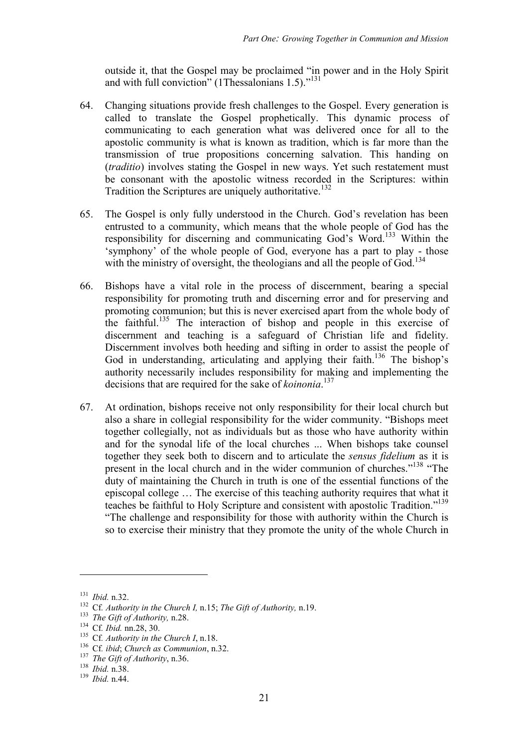outside it, that the Gospel may be proclaimed "in power and in the Holy Spirit and with full conviction" (1Thessalonians 1.5)."[131]

64. Changing situations provide fresh challenges to the Gospel. Every generation is called to translate the Gospel prophetically. This dynamic process of communicating to each generation what was delivered once for all to the apostolic community is what is known as tradition, which is far more than the transmission of true propositions concerning salvation. This handing on (*traditio*) involves stating the Gospel in new ways. Yet such restatement must be consonant with the apostolic witness recorded in the Scriptures: within Tradition the Scriptures are uniquely authoritative.[132]

65. The Gospel is only fully understood in the Church. God's revelation has been entrusted to a community, which means that the whole people of God has the responsibility for discerning and communicating God's Word.[133] Within the 'symphony' of the whole people of God, everyone has a part to play - those with the ministry of oversight, the theologians and all the people of God.[134]

66. Bishops have a vital role in the process of discernment, bearing a special responsibility for promoting truth and discerning error and for preserving and promoting communion; but this is never exercised apart from the whole body of the faithful.[135] The interaction of bishop and people in this exercise of discernment and teaching is a safeguard of Christian life and fidelity. Discernment involves both heeding and sifting in order to assist the people of God in understanding, articulating and applying their faith.[136] The bishop's authority necessarily includes responsibility for making and implementing the decisions that are required for the sake of *koinonia*.[137]

67. At ordination, bishops receive not only responsibility for their local church but also a share in collegial responsibility for the wider community. "Bishops meet together collegially, not as individuals but as those who have authority within and for the synodal life of the local churches ... When bishops take counsel together they seek both to discern and to articulate the *sensus fidelium* as it is present in the local church and in the wider communion of churches."[138] "The duty of maintaining the Church in truth is one of the essential functions of the episcopal college … The exercise of this teaching authority requires that what it teaches be faithful to Holy Scripture and consistent with apostolic Tradition."[139] "The challenge and responsibility for those with authority within the Church is so to exercise their ministry that they promote the unity of the whole Church in

---

[131] *Ibid.* n.32.

[132] Cf. *Authority in the Church I,* n.15; *The Gift of Authority,* n.19.

[133] *The Gift of Authority,* n.28.

[134] Cf. *Ibid.* nn.28, 30.

[135] Cf. *Authority in the Church I*, n.18.

[136] Cf. *ibid*; *Church as Communion*, n.32.

[137] *The Gift of Authority*, n.36.

[138] *Ibid.* n.38.

[139] *Ibid.* n.44.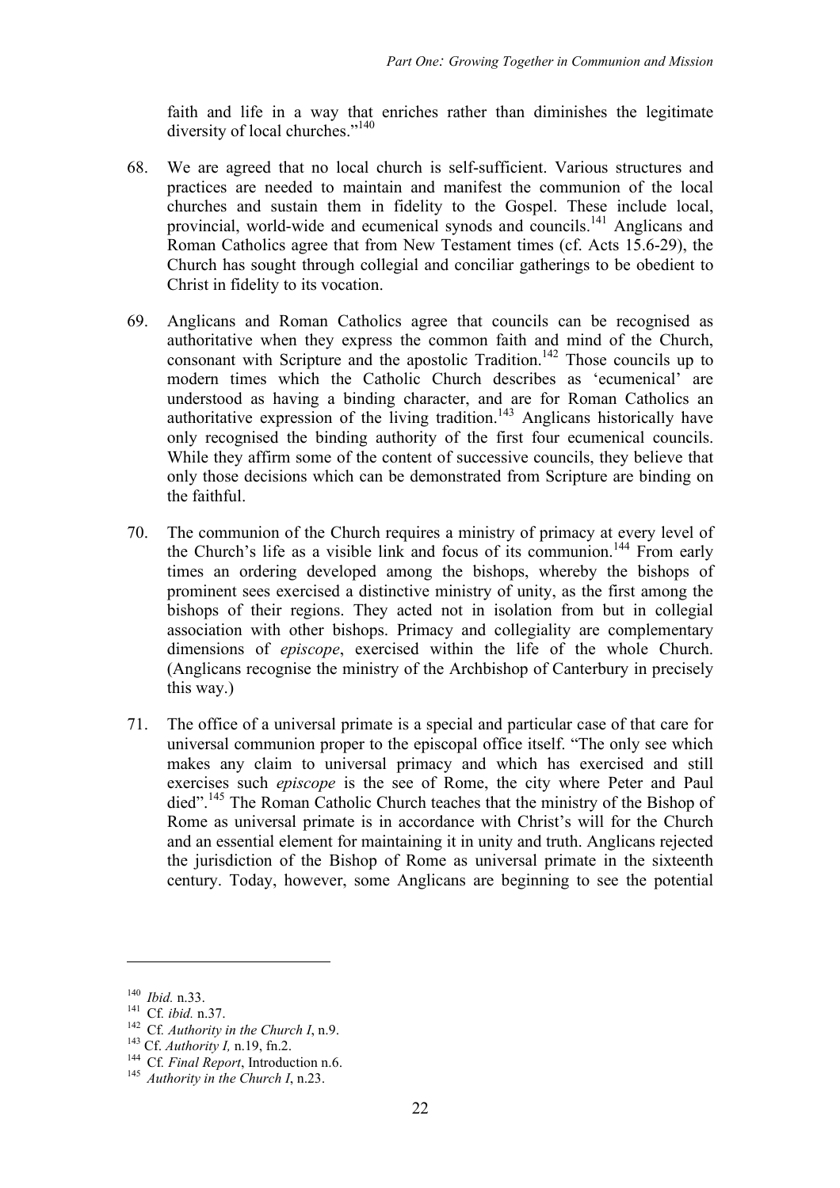faith and life in a way that enriches rather than diminishes the legitimate diversity of local churches."[140]

68. We are agreed that no local church is self-sufficient. Various structures and practices are needed to maintain and manifest the communion of the local churches and sustain them in fidelity to the Gospel. These include local, provincial, world-wide and ecumenical synods and councils.[141] Anglicans and Roman Catholics agree that from New Testament times (cf. Acts 15.6-29), the Church has sought through collegial and conciliar gatherings to be obedient to Christ in fidelity to its vocation.

69. Anglicans and Roman Catholics agree that councils can be recognised as authoritative when they express the common faith and mind of the Church, consonant with Scripture and the apostolic Tradition.[142] Those councils up to modern times which the Catholic Church describes as 'ecumenical' are understood as having a binding character, and are for Roman Catholics an authoritative expression of the living tradition.[143] Anglicans historically have only recognised the binding authority of the first four ecumenical councils. While they affirm some of the content of successive councils, they believe that only those decisions which can be demonstrated from Scripture are binding on the faithful.

70. The communion of the Church requires a ministry of primacy at every level of the Church's life as a visible link and focus of its communion.[144] From early times an ordering developed among the bishops, whereby the bishops of prominent sees exercised a distinctive ministry of unity, as the first among the bishops of their regions. They acted not in isolation from but in collegial association with other bishops. Primacy and collegiality are complementary dimensions of *episcope*, exercised within the life of the whole Church. (Anglicans recognise the ministry of the Archbishop of Canterbury in precisely this way.)

71. The office of a universal primate is a special and particular case of that care for universal communion proper to the episcopal office itself. "The only see which makes any claim to universal primacy and which has exercised and still exercises such *episcope* is the see of Rome, the city where Peter and Paul died".[145] The Roman Catholic Church teaches that the ministry of the Bishop of Rome as universal primate is in accordance with Christ's will for the Church and an essential element for maintaining it in unity and truth. Anglicans rejected the jurisdiction of the Bishop of Rome as universal primate in the sixteenth century. Today, however, some Anglicans are beginning to see the potential

---

[140] *Ibid.* n.33.
[141] Cf. *ibid.* n.37.
[142] Cf. *Authority in the Church I*, n.9.
[143] Cf. *Authority I,* n.19, fn.2.
[144] Cf. *Final Report*, Introduction n.6.
[145] *Authority in the Church I*, n.23.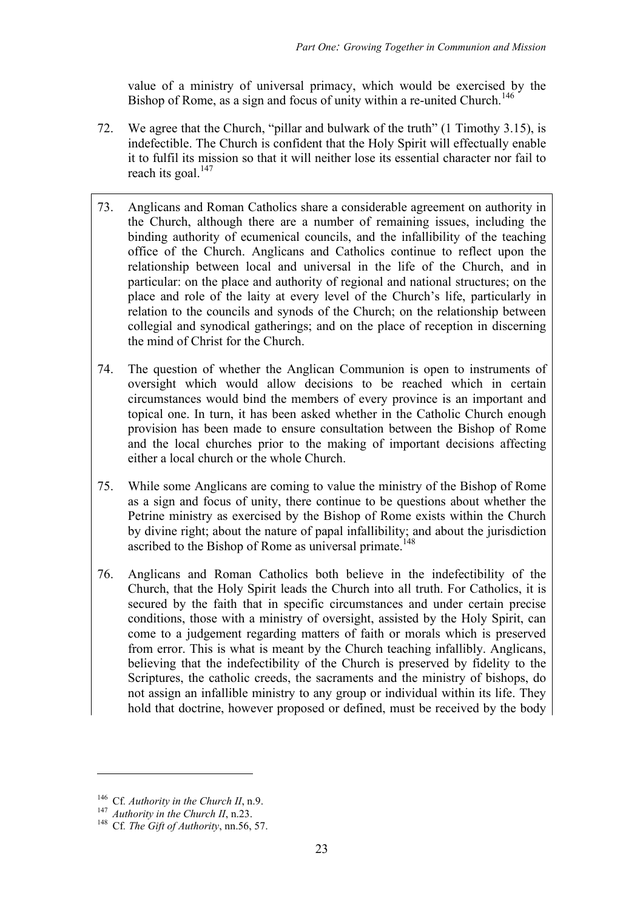value of a ministry of universal primacy, which would be exercised by the Bishop of Rome, as a sign and focus of unity within a re-united Church.[146]

72. We agree that the Church, "pillar and bulwark of the truth" (1 Timothy 3.15), is indefectible. The Church is confident that the Holy Spirit will effectually enable it to fulfil its mission so that it will neither lose its essential character nor fail to reach its goal.[147]

73. Anglicans and Roman Catholics share a considerable agreement on authority in the Church, although there are a number of remaining issues, including the binding authority of ecumenical councils, and the infallibility of the teaching office of the Church. Anglicans and Catholics continue to reflect upon the relationship between local and universal in the life of the Church, and in particular: on the place and authority of regional and national structures; on the place and role of the laity at every level of the Church's life, particularly in relation to the councils and synods of the Church; on the relationship between collegial and synodical gatherings; and on the place of reception in discerning the mind of Christ for the Church.

74. The question of whether the Anglican Communion is open to instruments of oversight which would allow decisions to be reached which in certain circumstances would bind the members of every province is an important and topical one. In turn, it has been asked whether in the Catholic Church enough provision has been made to ensure consultation between the Bishop of Rome and the local churches prior to the making of important decisions affecting either a local church or the whole Church.

75. While some Anglicans are coming to value the ministry of the Bishop of Rome as a sign and focus of unity, there continue to be questions about whether the Petrine ministry as exercised by the Bishop of Rome exists within the Church by divine right; about the nature of papal infallibility; and about the jurisdiction ascribed to the Bishop of Rome as universal primate.[148]

76. Anglicans and Roman Catholics both believe in the indefectibility of the Church, that the Holy Spirit leads the Church into all truth. For Catholics, it is secured by the faith that in specific circumstances and under certain precise conditions, those with a ministry of oversight, assisted by the Holy Spirit, can come to a judgement regarding matters of faith or morals which is preserved from error. This is what is meant by the Church teaching infallibly. Anglicans, believing that the indefectibility of the Church is preserved by fidelity to the Scriptures, the catholic creeds, the sacraments and the ministry of bishops, do not assign an infallible ministry to any group or individual within its life. They hold that doctrine, however proposed or defined, must be received by the body

---

[146] Cf. *Authority in the Church II*, n.9.

[147] *Authority in the Church II*, n.23.

[148] Cf. *The Gift of Authority*, nn.56, 57.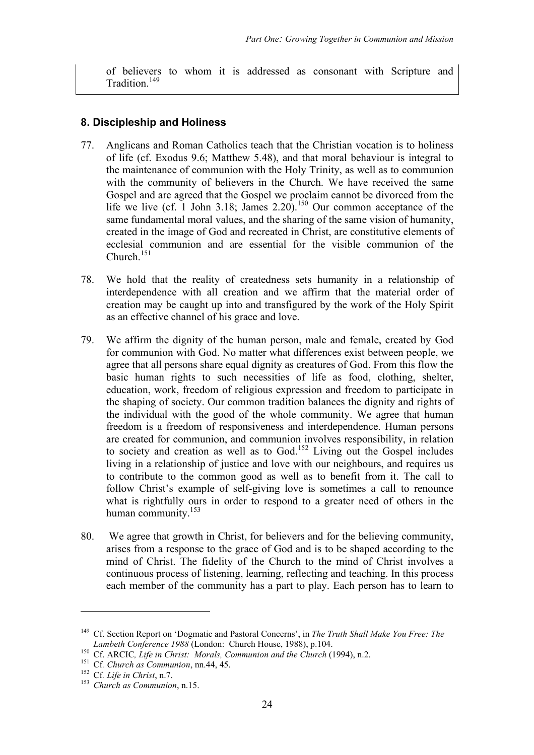of believers to whom it is addressed as consonant with Scripture and Tradition.[149]

## 8. Discipleship and Holiness

77. Anglicans and Roman Catholics teach that the Christian vocation is to holiness of life (cf. Exodus 9.6; Matthew 5.48), and that moral behaviour is integral to the maintenance of communion with the Holy Trinity, as well as to communion with the community of believers in the Church. We have received the same Gospel and are agreed that the Gospel we proclaim cannot be divorced from the life we live (cf. 1 John 3.18; James 2.20).[150] Our common acceptance of the same fundamental moral values, and the sharing of the same vision of humanity, created in the image of God and recreated in Christ, are constitutive elements of ecclesial communion and are essential for the visible communion of the Church.[151]

78. We hold that the reality of createdness sets humanity in a relationship of interdependence with all creation and we affirm that the material order of creation may be caught up into and transfigured by the work of the Holy Spirit as an effective channel of his grace and love.

79. We affirm the dignity of the human person, male and female, created by God for communion with God. No matter what differences exist between people, we agree that all persons share equal dignity as creatures of God. From this flow the basic human rights to such necessities of life as food, clothing, shelter, education, work, freedom of religious expression and freedom to participate in the shaping of society. Our common tradition balances the dignity and rights of the individual with the good of the whole community. We agree that human freedom is a freedom of responsiveness and interdependence. Human persons are created for communion, and communion involves responsibility, in relation to society and creation as well as to God.[152] Living out the Gospel includes living in a relationship of justice and love with our neighbours, and requires us to contribute to the common good as well as to benefit from it. The call to follow Christ's example of self-giving love is sometimes a call to renounce what is rightfully ours in order to respond to a greater need of others in the human community.[153]

80. We agree that growth in Christ, for believers and for the believing community, arises from a response to the grace of God and is to be shaped according to the mind of Christ. The fidelity of the Church to the mind of Christ involves a continuous process of listening, learning, reflecting and teaching. In this process each member of the community has a part to play. Each person has to learn to

---

[149] Cf. Section Report on 'Dogmatic and Pastoral Concerns', in *The Truth Shall Make You Free: The Lambeth Conference 1988* (London: Church House, 1988), p.104.

[150] Cf. ARCIC*, Life in Christ: Morals, Communion and the Church* (1994), n.2.

[151] Cf*. Church as Communion*, nn.44, 45.

[152] Cf*. Life in Christ*, n.7.

[153] *Church as Communion*, n.15.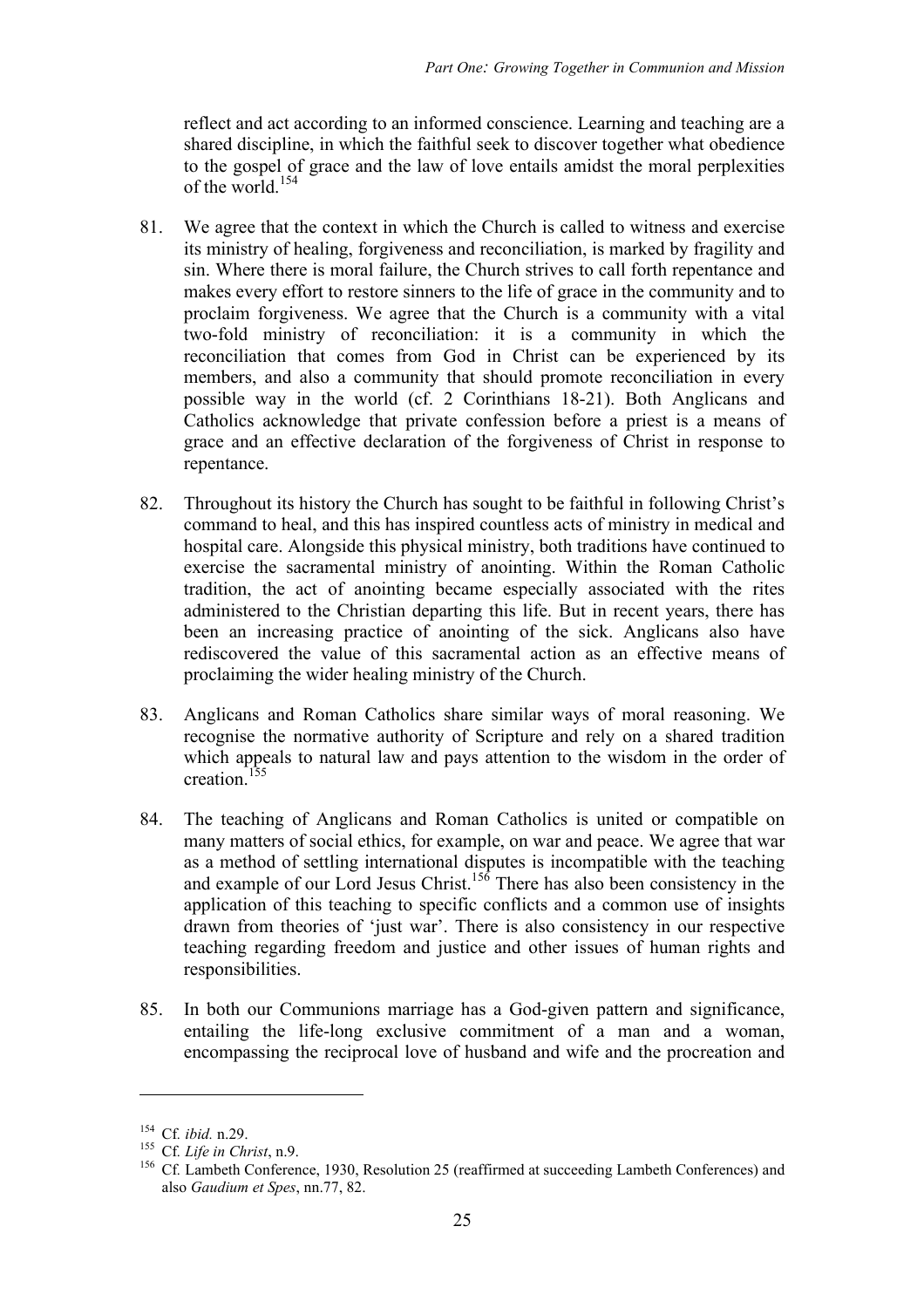reflect and act according to an informed conscience. Learning and teaching are a shared discipline, in which the faithful seek to discover together what obedience to the gospel of grace and the law of love entails amidst the moral perplexities of the world.[154]

81. We agree that the context in which the Church is called to witness and exercise its ministry of healing, forgiveness and reconciliation, is marked by fragility and sin. Where there is moral failure, the Church strives to call forth repentance and makes every effort to restore sinners to the life of grace in the community and to proclaim forgiveness. We agree that the Church is a community with a vital two-fold ministry of reconciliation: it is a community in which the reconciliation that comes from God in Christ can be experienced by its members, and also a community that should promote reconciliation in every possible way in the world (cf. 2 Corinthians 18-21). Both Anglicans and Catholics acknowledge that private confession before a priest is a means of grace and an effective declaration of the forgiveness of Christ in response to repentance.

82. Throughout its history the Church has sought to be faithful in following Christ's command to heal, and this has inspired countless acts of ministry in medical and hospital care. Alongside this physical ministry, both traditions have continued to exercise the sacramental ministry of anointing. Within the Roman Catholic tradition, the act of anointing became especially associated with the rites administered to the Christian departing this life. But in recent years, there has been an increasing practice of anointing of the sick. Anglicans also have rediscovered the value of this sacramental action as an effective means of proclaiming the wider healing ministry of the Church.

83. Anglicans and Roman Catholics share similar ways of moral reasoning. We recognise the normative authority of Scripture and rely on a shared tradition which appeals to natural law and pays attention to the wisdom in the order of creation.[155]

84. The teaching of Anglicans and Roman Catholics is united or compatible on many matters of social ethics, for example, on war and peace. We agree that war as a method of settling international disputes is incompatible with the teaching and example of our Lord Jesus Christ.[156] There has also been consistency in the application of this teaching to specific conflicts and a common use of insights drawn from theories of 'just war'. There is also consistency in our respective teaching regarding freedom and justice and other issues of human rights and responsibilities.

85. In both our Communions marriage has a God-given pattern and significance, entailing the life-long exclusive commitment of a man and a woman, encompassing the reciprocal love of husband and wife and the procreation and

---

[154] Cf. *ibid.* n.29.

[155] Cf. *Life in Christ*, n.9.

[156] Cf. Lambeth Conference, 1930, Resolution 25 (reaffirmed at succeeding Lambeth Conferences) and also *Gaudium et Spes*, nn.77, 82.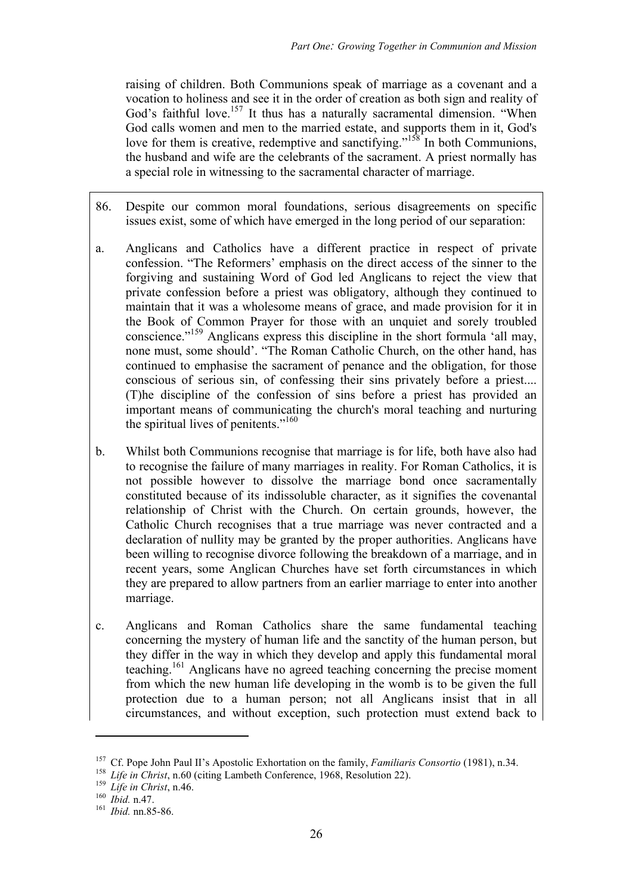raising of children. Both Communions speak of marriage as a covenant and a vocation to holiness and see it in the order of creation as both sign and reality of God's faithful love.[157] It thus has a naturally sacramental dimension. "When God calls women and men to the married estate, and supports them in it, God's love for them is creative, redemptive and sanctifying."[158] In both Communions, the husband and wife are the celebrants of the sacrament. A priest normally has a special role in witnessing to the sacramental character of marriage.

86. Despite our common moral foundations, serious disagreements on specific issues exist, some of which have emerged in the long period of our separation:

a. Anglicans and Catholics have a different practice in respect of private confession. "The Reformers' emphasis on the direct access of the sinner to the forgiving and sustaining Word of God led Anglicans to reject the view that private confession before a priest was obligatory, although they continued to maintain that it was a wholesome means of grace, and made provision for it in the Book of Common Prayer for those with an unquiet and sorely troubled conscience."[159] Anglicans express this discipline in the short formula 'all may, none must, some should'. "The Roman Catholic Church, on the other hand, has continued to emphasise the sacrament of penance and the obligation, for those conscious of serious sin, of confessing their sins privately before a priest.... (T)he discipline of the confession of sins before a priest has provided an important means of communicating the church's moral teaching and nurturing the spiritual lives of penitents."[160]

b. Whilst both Communions recognise that marriage is for life, both have also had to recognise the failure of many marriages in reality. For Roman Catholics, it is not possible however to dissolve the marriage bond once sacramentally constituted because of its indissoluble character, as it signifies the covenantal relationship of Christ with the Church. On certain grounds, however, the Catholic Church recognises that a true marriage was never contracted and a declaration of nullity may be granted by the proper authorities. Anglicans have been willing to recognise divorce following the breakdown of a marriage, and in recent years, some Anglican Churches have set forth circumstances in which they are prepared to allow partners from an earlier marriage to enter into another marriage.

c. Anglicans and Roman Catholics share the same fundamental teaching concerning the mystery of human life and the sanctity of the human person, but they differ in the way in which they develop and apply this fundamental moral teaching.[161] Anglicans have no agreed teaching concerning the precise moment from which the new human life developing in the womb is to be given the full protection due to a human person; not all Anglicans insist that in all circumstances, and without exception, such protection must extend back to

---

[157] Cf. Pope John Paul II's Apostolic Exhortation on the family, *Familiaris Consortio* (1981), n.34.

[158] *Life in Christ*, n.60 (citing Lambeth Conference, 1968, Resolution 22).

[159] *Life in Christ*, n.46.

[160] *Ibid.* n.47.

[161] *Ibid.* nn.85-86.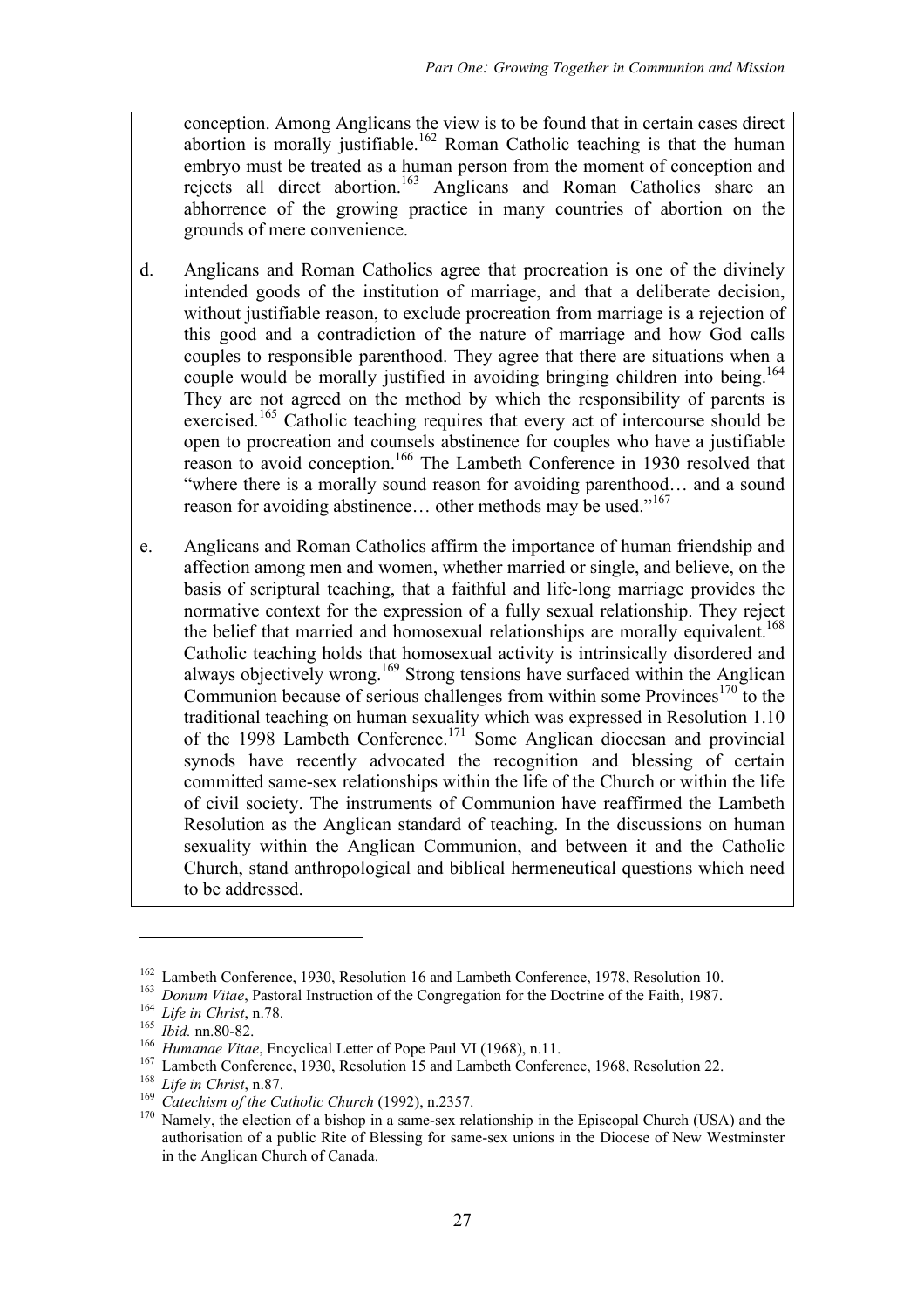conception. Among Anglicans the view is to be found that in certain cases direct abortion is morally justifiable.[162] Roman Catholic teaching is that the human embryo must be treated as a human person from the moment of conception and rejects all direct abortion.[163] Anglicans and Roman Catholics share an abhorrence of the growing practice in many countries of abortion on the grounds of mere convenience.

d. Anglicans and Roman Catholics agree that procreation is one of the divinely intended goods of the institution of marriage, and that a deliberate decision, without justifiable reason, to exclude procreation from marriage is a rejection of this good and a contradiction of the nature of marriage and how God calls couples to responsible parenthood. They agree that there are situations when a couple would be morally justified in avoiding bringing children into being.[164] They are not agreed on the method by which the responsibility of parents is exercised.[165] Catholic teaching requires that every act of intercourse should be open to procreation and counsels abstinence for couples who have a justifiable reason to avoid conception.[166] The Lambeth Conference in 1930 resolved that "where there is a morally sound reason for avoiding parenthood… and a sound reason for avoiding abstinence… other methods may be used."[167]

e. Anglicans and Roman Catholics affirm the importance of human friendship and affection among men and women, whether married or single, and believe, on the basis of scriptural teaching, that a faithful and life-long marriage provides the normative context for the expression of a fully sexual relationship. They reject the belief that married and homosexual relationships are morally equivalent.[168] Catholic teaching holds that homosexual activity is intrinsically disordered and always objectively wrong.[169] Strong tensions have surfaced within the Anglican Communion because of serious challenges from within some Provinces[170] to the traditional teaching on human sexuality which was expressed in Resolution 1.10 of the 1998 Lambeth Conference.[171] Some Anglican diocesan and provincial synods have recently advocated the recognition and blessing of certain committed same-sex relationships within the life of the Church or within the life of civil society. The instruments of Communion have reaffirmed the Lambeth Resolution as the Anglican standard of teaching. In the discussions on human sexuality within the Anglican Communion, and between it and the Catholic Church, stand anthropological and biblical hermeneutical questions which need to be addressed.

---

[162] Lambeth Conference, 1930, Resolution 16 and Lambeth Conference, 1978, Resolution 10.

[163] *Donum Vitae*, Pastoral Instruction of the Congregation for the Doctrine of the Faith, 1987.

[164] *Life in Christ*, n.78.

[165] *Ibid.* nn.80-82.

[166] *Humanae Vitae*, Encyclical Letter of Pope Paul VI (1968), n.11.

[167] Lambeth Conference, 1930, Resolution 15 and Lambeth Conference, 1968, Resolution 22.

[168] *Life in Christ*, n.87.

[169] *Catechism of the Catholic Church* (1992), n.2357.

[170] Namely, the election of a bishop in a same-sex relationship in the Episcopal Church (USA) and the authorisation of a public Rite of Blessing for same-sex unions in the Diocese of New Westminster in the Anglican Church of Canada.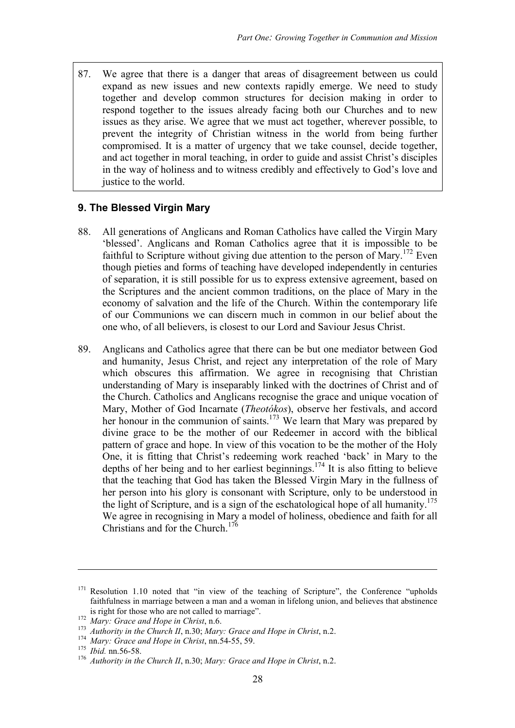87. We agree that there is a danger that areas of disagreement between us could expand as new issues and new contexts rapidly emerge. We need to study together and develop common structures for decision making in order to respond together to the issues already facing both our Churches and to new issues as they arise. We agree that we must act together, wherever possible, to prevent the integrity of Christian witness in the world from being further compromised. It is a matter of urgency that we take counsel, decide together, and act together in moral teaching, in order to guide and assist Christ's disciples in the way of holiness and to witness credibly and effectively to God's love and justice to the world.

### 9. The Blessed Virgin Mary

88. All generations of Anglicans and Roman Catholics have called the Virgin Mary 'blessed'. Anglicans and Roman Catholics agree that it is impossible to be faithful to Scripture without giving due attention to the person of Mary.[172] Even though pieties and forms of teaching have developed independently in centuries of separation, it is still possible for us to express extensive agreement, based on the Scriptures and the ancient common traditions, on the place of Mary in the economy of salvation and the life of the Church. Within the contemporary life of our Communions we can discern much in common in our belief about the one who, of all believers, is closest to our Lord and Saviour Jesus Christ.

89. Anglicans and Catholics agree that there can be but one mediator between God and humanity, Jesus Christ, and reject any interpretation of the role of Mary which obscures this affirmation. We agree in recognising that Christian understanding of Mary is inseparably linked with the doctrines of Christ and of the Church. Catholics and Anglicans recognise the grace and unique vocation of Mary, Mother of God Incarnate (*Theotókos*), observe her festivals, and accord her honour in the communion of saints.[173] We learn that Mary was prepared by divine grace to be the mother of our Redeemer in accord with the biblical pattern of grace and hope. In view of this vocation to be the mother of the Holy One, it is fitting that Christ's redeeming work reached 'back' in Mary to the depths of her being and to her earliest beginnings.[174] It is also fitting to believe that the teaching that God has taken the Blessed Virgin Mary in the fullness of her person into his glory is consonant with Scripture, only to be understood in the light of Scripture, and is a sign of the eschatological hope of all humanity.[175] We agree in recognising in Mary a model of holiness, obedience and faith for all Christians and for the Church.[176]

---

[171] Resolution 1.10 noted that "in view of the teaching of Scripture", the Conference "upholds faithfulness in marriage between a man and a woman in lifelong union, and believes that abstinence is right for those who are not called to marriage".

[172] *Mary: Grace and Hope in Christ*, n.6.

[173] *Authority in the Church II*, n.30; *Mary: Grace and Hope in Christ*, n.2.

[174] *Mary: Grace and Hope in Christ*, nn.54-55, 59.

[175] *Ibid.* nn.56-58.

[176] *Authority in the Church II*, n.30; *Mary: Grace and Hope in Christ*, n.2.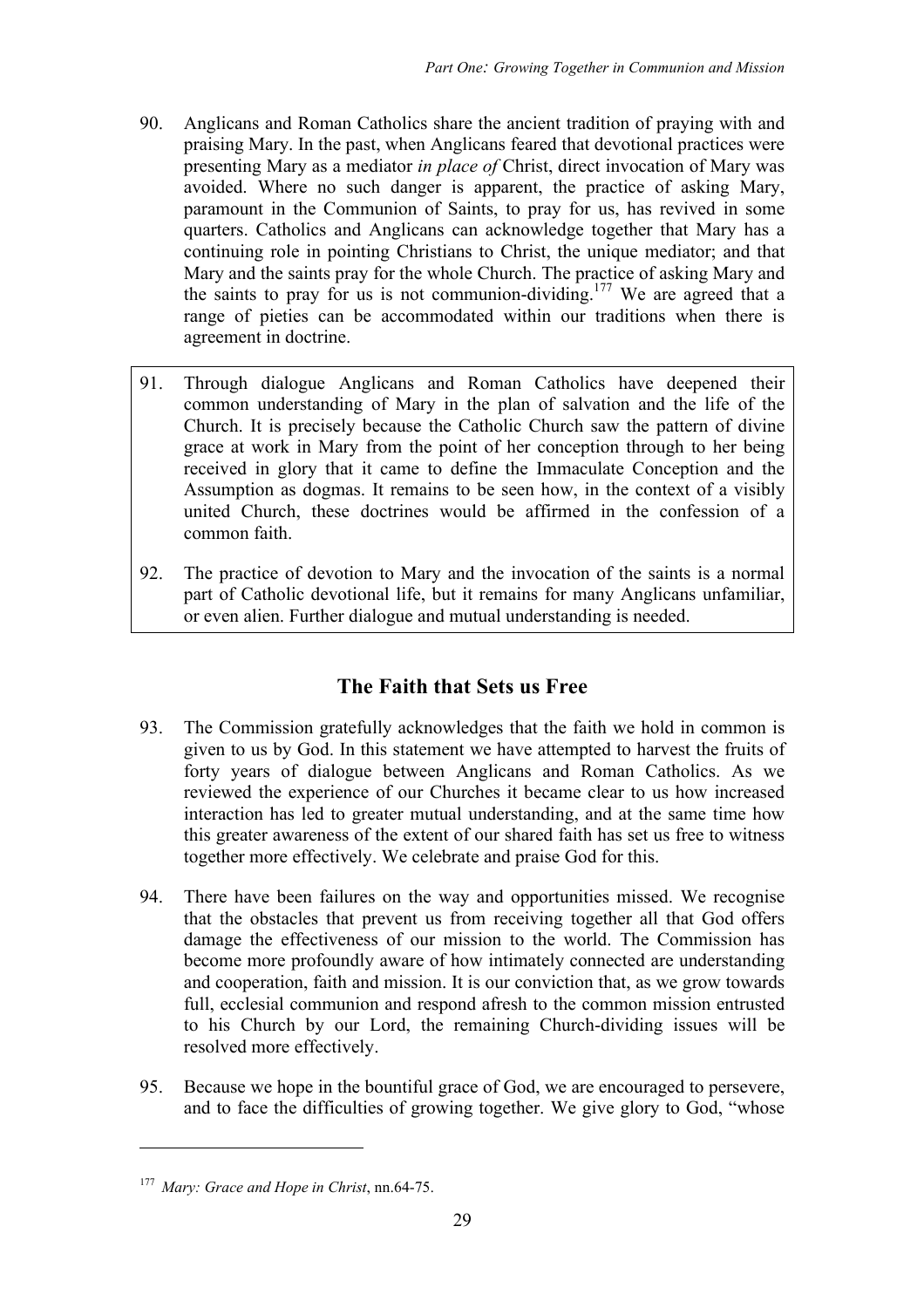90. Anglicans and Roman Catholics share the ancient tradition of praying with and praising Mary. In the past, when Anglicans feared that devotional practices were presenting Mary as a mediator *in place of* Christ, direct invocation of Mary was avoided. Where no such danger is apparent, the practice of asking Mary, paramount in the Communion of Saints, to pray for us, has revived in some quarters. Catholics and Anglicans can acknowledge together that Mary has a continuing role in pointing Christians to Christ, the unique mediator; and that Mary and the saints pray for the whole Church. The practice of asking Mary and the saints to pray for us is not communion-dividing.[177] We are agreed that a range of pieties can be accommodated within our traditions when there is agreement in doctrine.

> 91. Through dialogue Anglicans and Roman Catholics have deepened their common understanding of Mary in the plan of salvation and the life of the Church. It is precisely because the Catholic Church saw the pattern of divine grace at work in Mary from the point of her conception through to her being received in glory that it came to define the Immaculate Conception and the Assumption as dogmas. It remains to be seen how, in the context of a visibly united Church, these doctrines would be affirmed in the confession of a common faith.
>
> 92. The practice of devotion to Mary and the invocation of the saints is a normal part of Catholic devotional life, but it remains for many Anglicans unfamiliar, or even alien. Further dialogue and mutual understanding is needed.

## The Faith that Sets us Free

93. The Commission gratefully acknowledges that the faith we hold in common is given to us by God. In this statement we have attempted to harvest the fruits of forty years of dialogue between Anglicans and Roman Catholics. As we reviewed the experience of our Churches it became clear to us how increased interaction has led to greater mutual understanding, and at the same time how this greater awareness of the extent of our shared faith has set us free to witness together more effectively. We celebrate and praise God for this.

94. There have been failures on the way and opportunities missed. We recognise that the obstacles that prevent us from receiving together all that God offers damage the effectiveness of our mission to the world. The Commission has become more profoundly aware of how intimately connected are understanding and cooperation, faith and mission. It is our conviction that, as we grow towards full, ecclesial communion and respond afresh to the common mission entrusted to his Church by our Lord, the remaining Church-dividing issues will be resolved more effectively.

95. Because we hope in the bountiful grace of God, we are encouraged to persevere, and to face the difficulties of growing together. We give glory to God, "whose

---

[177] *Mary: Grace and Hope in Christ*, nn.64-75.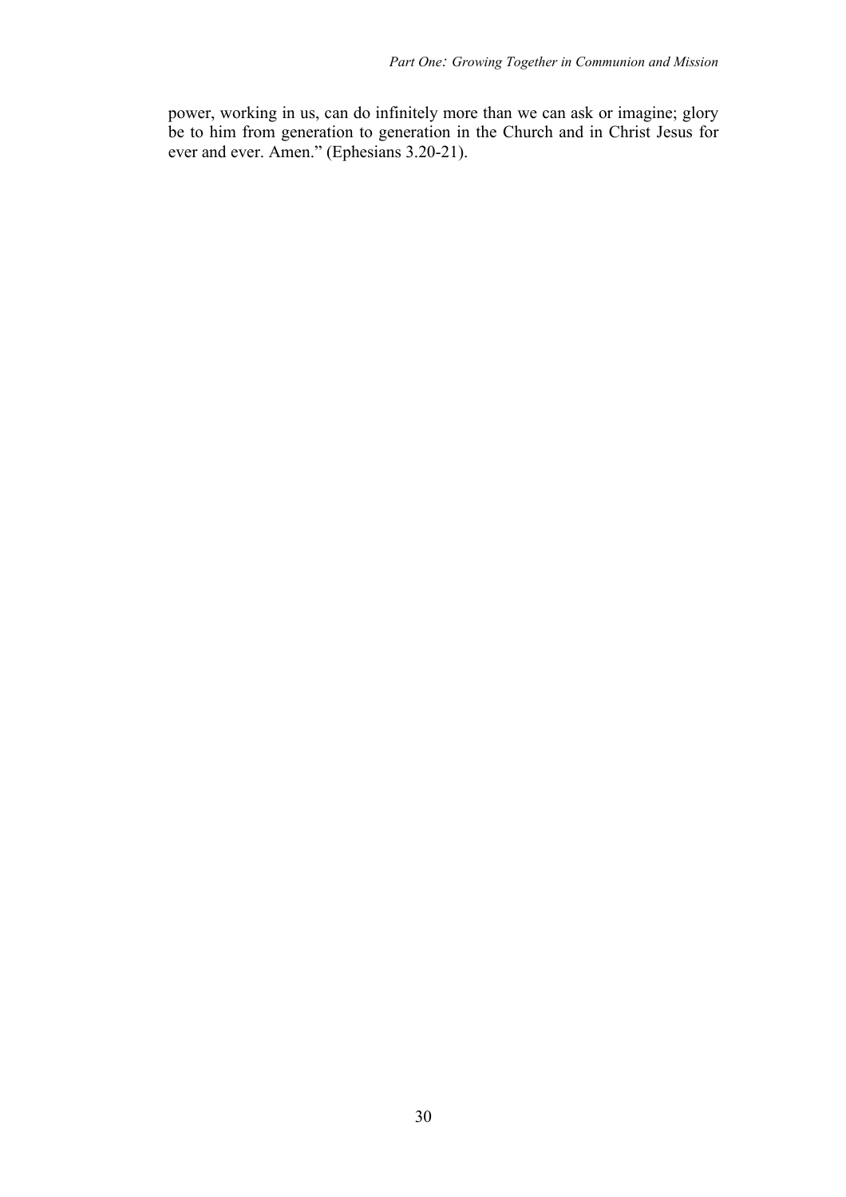power, working in us, can do infinitely more than we can ask or imagine; glory be to him from generation to generation in the Church and in Christ Jesus for ever and ever. Amen." (Ephesians 3.20-21).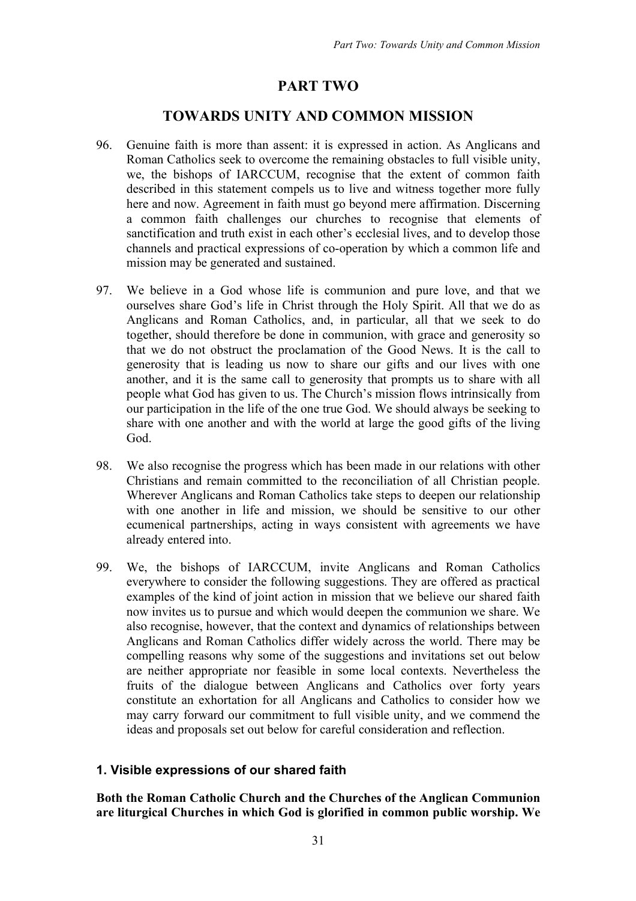# PART TWO

## TOWARDS UNITY AND COMMON MISSION

96. Genuine faith is more than assent: it is expressed in action. As Anglicans and Roman Catholics seek to overcome the remaining obstacles to full visible unity, we, the bishops of IARCCUM, recognise that the extent of common faith described in this statement compels us to live and witness together more fully here and now. Agreement in faith must go beyond mere affirmation. Discerning a common faith challenges our churches to recognise that elements of sanctification and truth exist in each other's ecclesial lives, and to develop those channels and practical expressions of co-operation by which a common life and mission may be generated and sustained.

97. We believe in a God whose life is communion and pure love, and that we ourselves share God's life in Christ through the Holy Spirit. All that we do as Anglicans and Roman Catholics, and, in particular, all that we seek to do together, should therefore be done in communion, with grace and generosity so that we do not obstruct the proclamation of the Good News. It is the call to generosity that is leading us now to share our gifts and our lives with one another, and it is the same call to generosity that prompts us to share with all people what God has given to us. The Church's mission flows intrinsically from our participation in the life of the one true God. We should always be seeking to share with one another and with the world at large the good gifts of the living God.

98. We also recognise the progress which has been made in our relations with other Christians and remain committed to the reconciliation of all Christian people. Wherever Anglicans and Roman Catholics take steps to deepen our relationship with one another in life and mission, we should be sensitive to our other ecumenical partnerships, acting in ways consistent with agreements we have already entered into.

99. We, the bishops of IARCCUM, invite Anglicans and Roman Catholics everywhere to consider the following suggestions. They are offered as practical examples of the kind of joint action in mission that we believe our shared faith now invites us to pursue and which would deepen the communion we share. We also recognise, however, that the context and dynamics of relationships between Anglicans and Roman Catholics differ widely across the world. There may be compelling reasons why some of the suggestions and invitations set out below are neither appropriate nor feasible in some local contexts. Nevertheless the fruits of the dialogue between Anglicans and Catholics over forty years constitute an exhortation for all Anglicans and Catholics to consider how we may carry forward our commitment to full visible unity, and we commend the ideas and proposals set out below for careful consideration and reflection.

### 1. Visible expressions of our shared faith

**Both the Roman Catholic Church and the Churches of the Anglican Communion are liturgical Churches in which God is glorified in common public worship. We**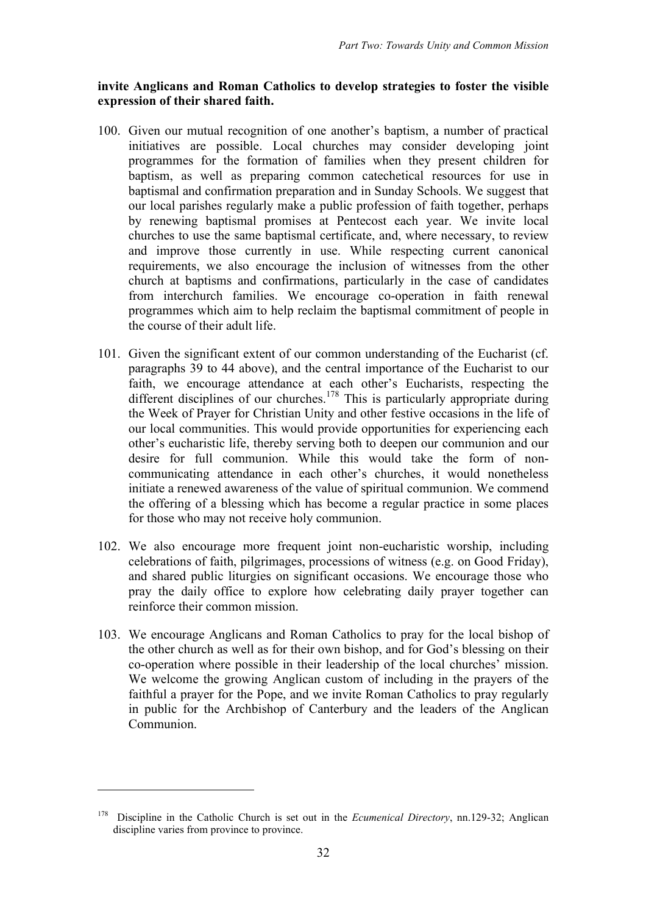**invite Anglicans and Roman Catholics to develop strategies to foster the visible expression of their shared faith.**

100. Given our mutual recognition of one another's baptism, a number of practical initiatives are possible. Local churches may consider developing joint programmes for the formation of families when they present children for baptism, as well as preparing common catechetical resources for use in baptismal and confirmation preparation and in Sunday Schools. We suggest that our local parishes regularly make a public profession of faith together, perhaps by renewing baptismal promises at Pentecost each year. We invite local churches to use the same baptismal certificate, and, where necessary, to review and improve those currently in use. While respecting current canonical requirements, we also encourage the inclusion of witnesses from the other church at baptisms and confirmations, particularly in the case of candidates from interchurch families. We encourage co-operation in faith renewal programmes which aim to help reclaim the baptismal commitment of people in the course of their adult life.

101. Given the significant extent of our common understanding of the Eucharist (cf. paragraphs 39 to 44 above), and the central importance of the Eucharist to our faith, we encourage attendance at each other's Eucharists, respecting the different disciplines of our churches.[178] This is particularly appropriate during the Week of Prayer for Christian Unity and other festive occasions in the life of our local communities. This would provide opportunities for experiencing each other's eucharistic life, thereby serving both to deepen our communion and our desire for full communion. While this would take the form of non-communicating attendance in each other's churches, it would nonetheless initiate a renewed awareness of the value of spiritual communion. We commend the offering of a blessing which has become a regular practice in some places for those who may not receive holy communion.

102. We also encourage more frequent joint non-eucharistic worship, including celebrations of faith, pilgrimages, processions of witness (e.g. on Good Friday), and shared public liturgies on significant occasions. We encourage those who pray the daily office to explore how celebrating daily prayer together can reinforce their common mission.

103. We encourage Anglicans and Roman Catholics to pray for the local bishop of the other church as well as for their own bishop, and for God's blessing on their co-operation where possible in their leadership of the local churches' mission. We welcome the growing Anglican custom of including in the prayers of the faithful a prayer for the Pope, and we invite Roman Catholics to pray regularly in public for the Archbishop of Canterbury and the leaders of the Anglican Communion.

---

[178] Discipline in the Catholic Church is set out in the *Ecumenical Directory*, nn.129-32; Anglican discipline varies from province to province.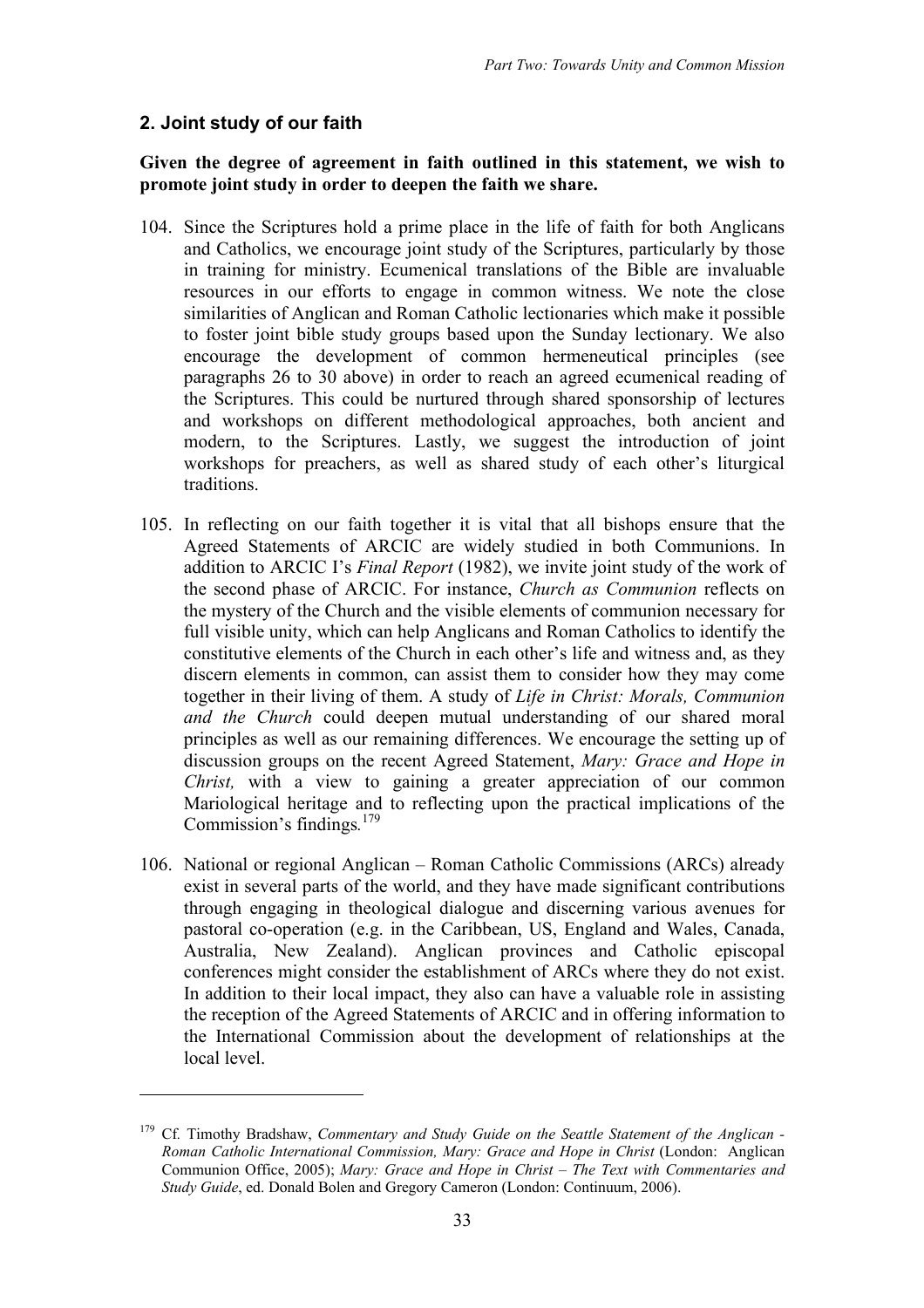### 2. Joint study of our faith

**Given the degree of agreement in faith outlined in this statement, we wish to promote joint study in order to deepen the faith we share.**

104. Since the Scriptures hold a prime place in the life of faith for both Anglicans and Catholics, we encourage joint study of the Scriptures, particularly by those in training for ministry. Ecumenical translations of the Bible are invaluable resources in our efforts to engage in common witness. We note the close similarities of Anglican and Roman Catholic lectionaries which make it possible to foster joint bible study groups based upon the Sunday lectionary. We also encourage the development of common hermeneutical principles (see paragraphs 26 to 30 above) in order to reach an agreed ecumenical reading of the Scriptures. This could be nurtured through shared sponsorship of lectures and workshops on different methodological approaches, both ancient and modern, to the Scriptures. Lastly, we suggest the introduction of joint workshops for preachers, as well as shared study of each other's liturgical traditions.

105. In reflecting on our faith together it is vital that all bishops ensure that the Agreed Statements of ARCIC are widely studied in both Communions. In addition to ARCIC I's *Final Report* (1982), we invite joint study of the work of the second phase of ARCIC. For instance, *Church as Communion* reflects on the mystery of the Church and the visible elements of communion necessary for full visible unity, which can help Anglicans and Roman Catholics to identify the constitutive elements of the Church in each other's life and witness and, as they discern elements in common, can assist them to consider how they may come together in their living of them. A study of *Life in Christ: Morals, Communion and the Church* could deepen mutual understanding of our shared moral principles as well as our remaining differences. We encourage the setting up of discussion groups on the recent Agreed Statement, *Mary: Grace and Hope in Christ,* with a view to gaining a greater appreciation of our common Mariological heritage and to reflecting upon the practical implications of the Commission's findings.[179]

106. National or regional Anglican – Roman Catholic Commissions (ARCs) already exist in several parts of the world, and they have made significant contributions through engaging in theological dialogue and discerning various avenues for pastoral co-operation (e.g. in the Caribbean, US, England and Wales, Canada, Australia, New Zealand). Anglican provinces and Catholic episcopal conferences might consider the establishment of ARCs where they do not exist. In addition to their local impact, they also can have a valuable role in assisting the reception of the Agreed Statements of ARCIC and in offering information to the International Commission about the development of relationships at the local level.

---

[179] Cf. Timothy Bradshaw, *Commentary and Study Guide on the Seattle Statement of the Anglican - Roman Catholic International Commission, Mary: Grace and Hope in Christ* (London: Anglican Communion Office, 2005); *Mary: Grace and Hope in Christ – The Text with Commentaries and Study Guide*, ed. Donald Bolen and Gregory Cameron (London: Continuum, 2006).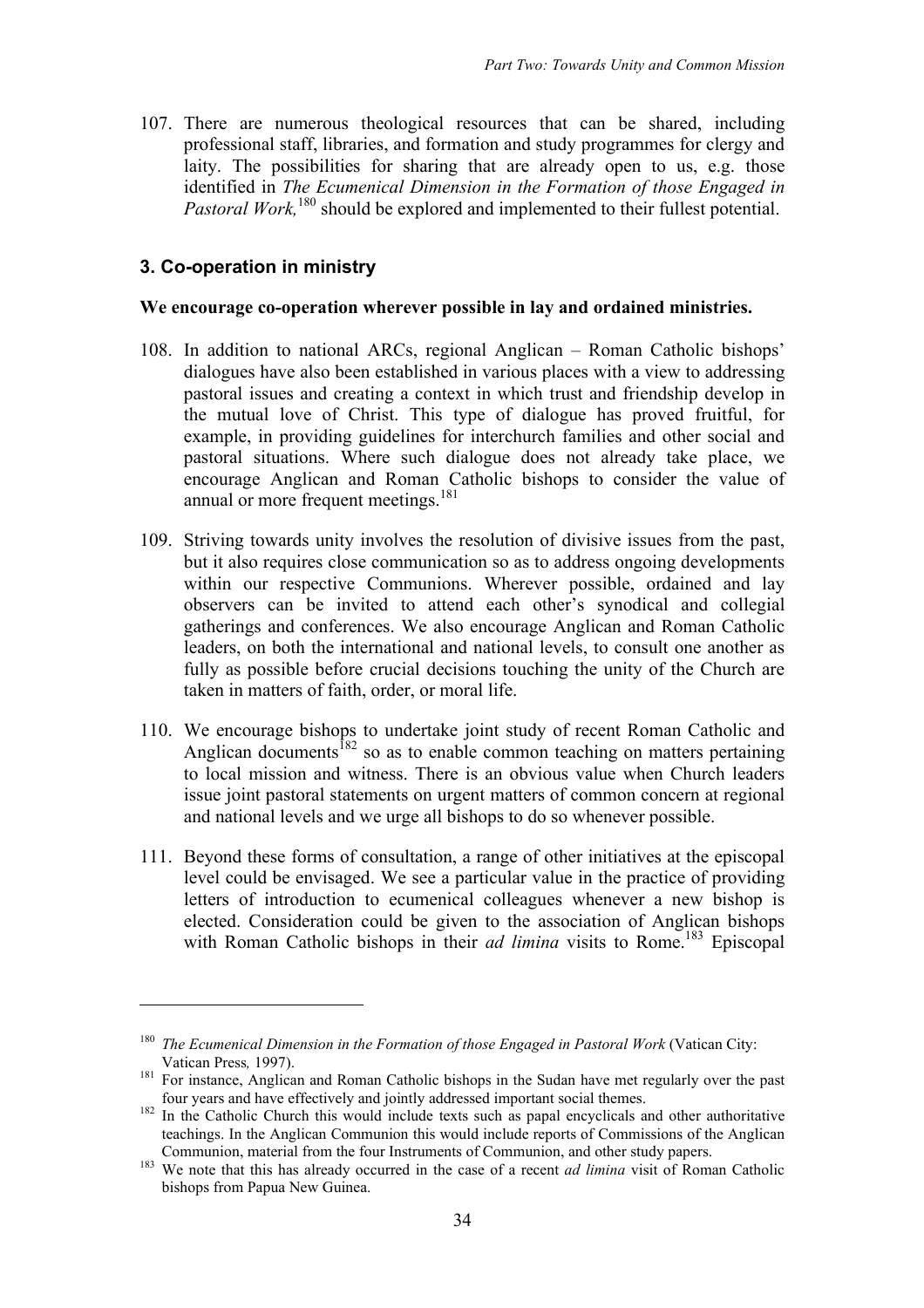107. There are numerous theological resources that can be shared, including professional staff, libraries, and formation and study programmes for clergy and laity. The possibilities for sharing that are already open to us, e.g. those identified in *The Ecumenical Dimension in the Formation of those Engaged in Pastoral Work,*[180] should be explored and implemented to their fullest potential.

### 3. Co-operation in ministry

**We encourage co-operation wherever possible in lay and ordained ministries.**

108. In addition to national ARCs, regional Anglican – Roman Catholic bishops' dialogues have also been established in various places with a view to addressing pastoral issues and creating a context in which trust and friendship develop in the mutual love of Christ. This type of dialogue has proved fruitful, for example, in providing guidelines for interchurch families and other social and pastoral situations. Where such dialogue does not already take place, we encourage Anglican and Roman Catholic bishops to consider the value of annual or more frequent meetings.[181]

109. Striving towards unity involves the resolution of divisive issues from the past, but it also requires close communication so as to address ongoing developments within our respective Communions. Wherever possible, ordained and lay observers can be invited to attend each other's synodical and collegial gatherings and conferences. We also encourage Anglican and Roman Catholic leaders, on both the international and national levels, to consult one another as fully as possible before crucial decisions touching the unity of the Church are taken in matters of faith, order, or moral life.

110. We encourage bishops to undertake joint study of recent Roman Catholic and Anglican documents[182] so as to enable common teaching on matters pertaining to local mission and witness. There is an obvious value when Church leaders issue joint pastoral statements on urgent matters of common concern at regional and national levels and we urge all bishops to do so whenever possible.

111. Beyond these forms of consultation, a range of other initiatives at the episcopal level could be envisaged. We see a particular value in the practice of providing letters of introduction to ecumenical colleagues whenever a new bishop is elected. Consideration could be given to the association of Anglican bishops with Roman Catholic bishops in their *ad limina* visits to Rome.[183] Episcopal

---

[180] *The Ecumenical Dimension in the Formation of those Engaged in Pastoral Work* (Vatican City: Vatican Press*,* 1997).

[181] For instance, Anglican and Roman Catholic bishops in the Sudan have met regularly over the past four years and have effectively and jointly addressed important social themes.

[182] In the Catholic Church this would include texts such as papal encyclicals and other authoritative teachings. In the Anglican Communion this would include reports of Commissions of the Anglican Communion, material from the four Instruments of Communion, and other study papers.

[183] We note that this has already occurred in the case of a recent *ad limina* visit of Roman Catholic bishops from Papua New Guinea.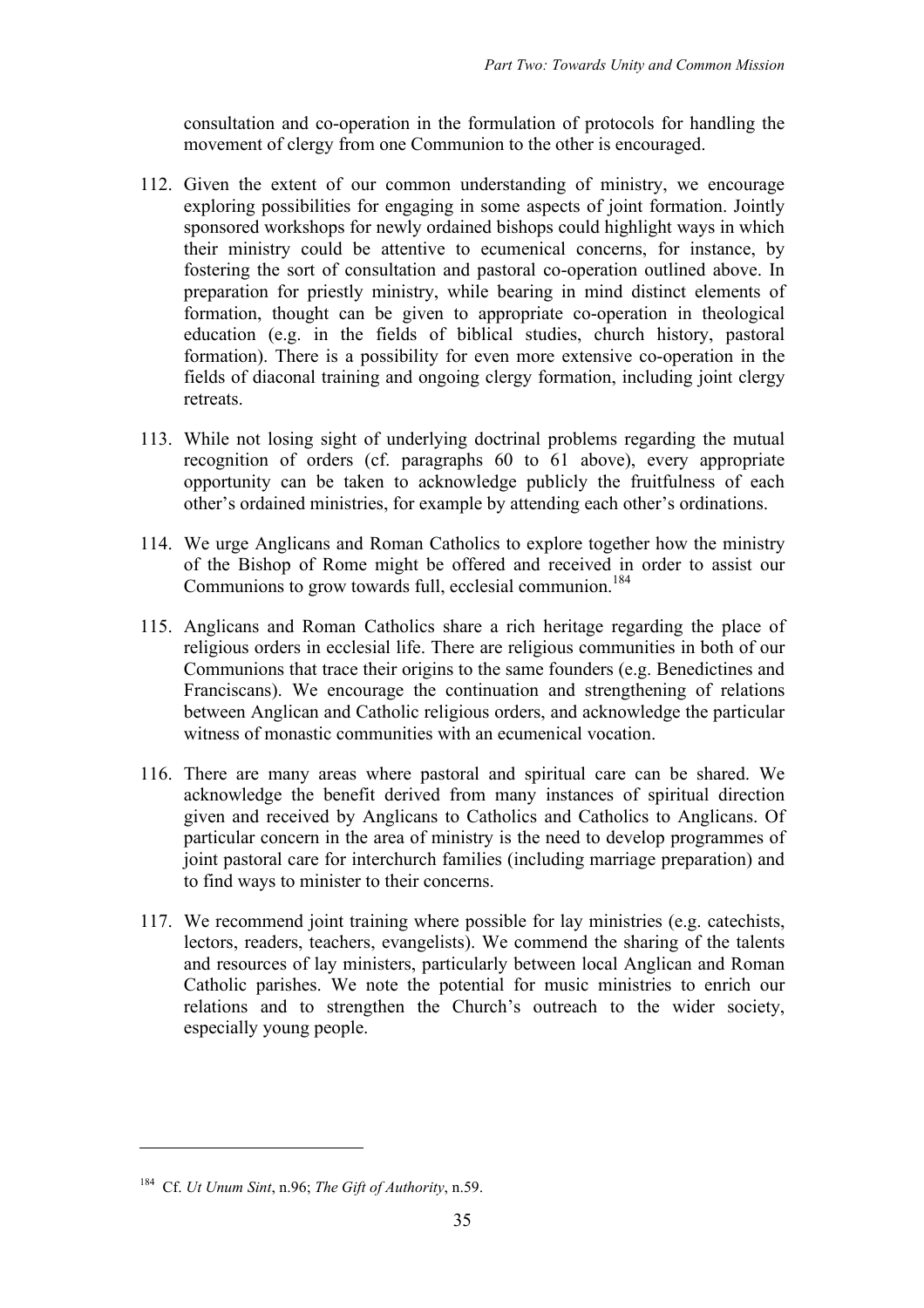consultation and co-operation in the formulation of protocols for handling the movement of clergy from one Communion to the other is encouraged.

112. Given the extent of our common understanding of ministry, we encourage exploring possibilities for engaging in some aspects of joint formation. Jointly sponsored workshops for newly ordained bishops could highlight ways in which their ministry could be attentive to ecumenical concerns, for instance, by fostering the sort of consultation and pastoral co-operation outlined above. In preparation for priestly ministry, while bearing in mind distinct elements of formation, thought can be given to appropriate co-operation in theological education (e.g. in the fields of biblical studies, church history, pastoral formation). There is a possibility for even more extensive co-operation in the fields of diaconal training and ongoing clergy formation, including joint clergy retreats.

113. While not losing sight of underlying doctrinal problems regarding the mutual recognition of orders (cf. paragraphs 60 to 61 above), every appropriate opportunity can be taken to acknowledge publicly the fruitfulness of each other's ordained ministries, for example by attending each other's ordinations.

114. We urge Anglicans and Roman Catholics to explore together how the ministry of the Bishop of Rome might be offered and received in order to assist our Communions to grow towards full, ecclesial communion.[184]

115. Anglicans and Roman Catholics share a rich heritage regarding the place of religious orders in ecclesial life. There are religious communities in both of our Communions that trace their origins to the same founders (e.g. Benedictines and Franciscans). We encourage the continuation and strengthening of relations between Anglican and Catholic religious orders, and acknowledge the particular witness of monastic communities with an ecumenical vocation.

116. There are many areas where pastoral and spiritual care can be shared. We acknowledge the benefit derived from many instances of spiritual direction given and received by Anglicans to Catholics and Catholics to Anglicans. Of particular concern in the area of ministry is the need to develop programmes of joint pastoral care for interchurch families (including marriage preparation) and to find ways to minister to their concerns.

117. We recommend joint training where possible for lay ministries (e.g. catechists, lectors, readers, teachers, evangelists). We commend the sharing of the talents and resources of lay ministers, particularly between local Anglican and Roman Catholic parishes. We note the potential for music ministries to enrich our relations and to strengthen the Church's outreach to the wider society, especially young people.

---

[184] Cf. *Ut Unum Sint*, n.96; *The Gift of Authority*, n.59.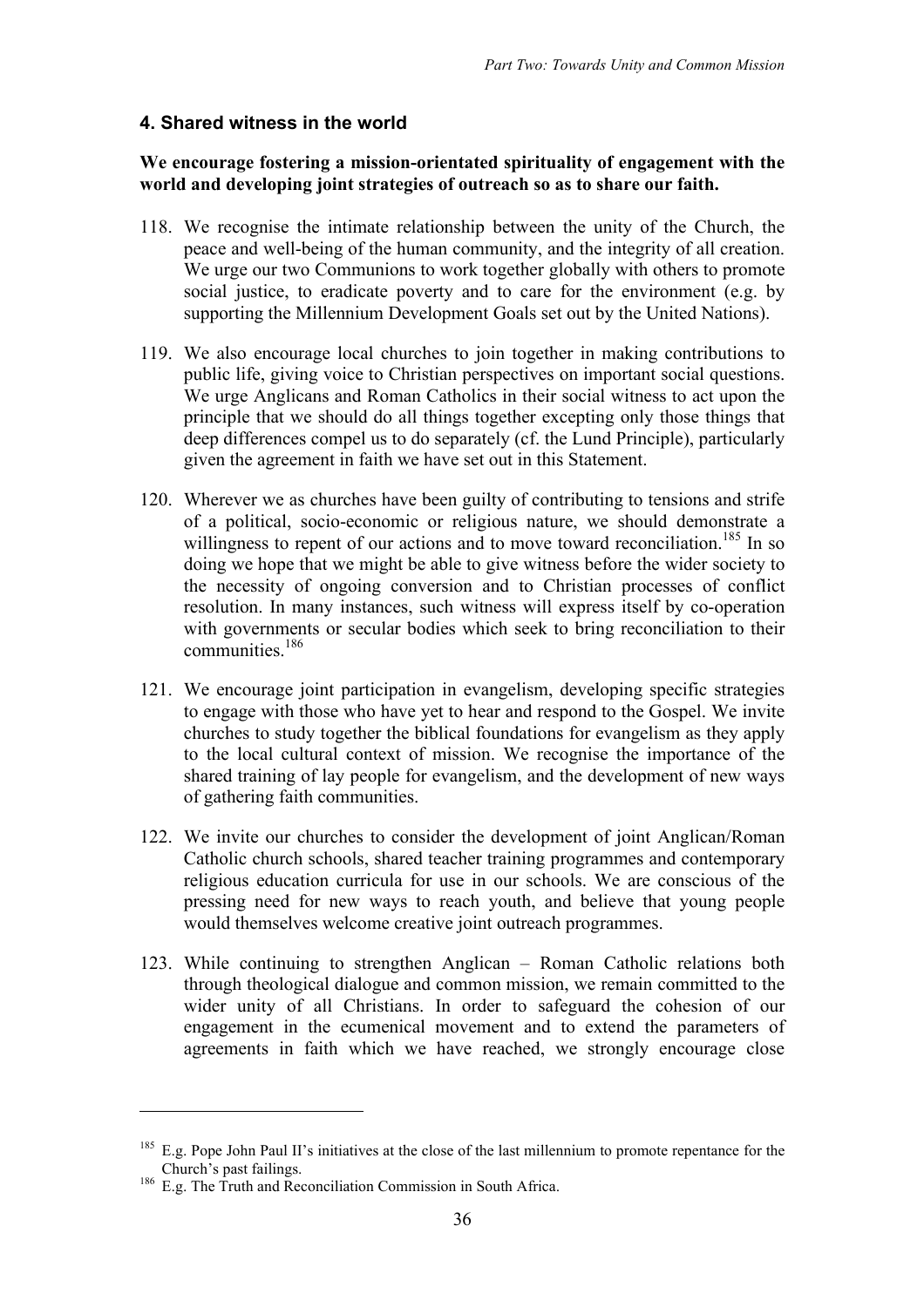## 4. Shared witness in the world

**We encourage fostering a mission-orientated spirituality of engagement with the world and developing joint strategies of outreach so as to share our faith.**

118. We recognise the intimate relationship between the unity of the Church, the peace and well-being of the human community, and the integrity of all creation. We urge our two Communions to work together globally with others to promote social justice, to eradicate poverty and to care for the environment (e.g. by supporting the Millennium Development Goals set out by the United Nations).

119. We also encourage local churches to join together in making contributions to public life, giving voice to Christian perspectives on important social questions. We urge Anglicans and Roman Catholics in their social witness to act upon the principle that we should do all things together excepting only those things that deep differences compel us to do separately (cf. the Lund Principle), particularly given the agreement in faith we have set out in this Statement.

120. Wherever we as churches have been guilty of contributing to tensions and strife of a political, socio-economic or religious nature, we should demonstrate a willingness to repent of our actions and to move toward reconciliation.[185] In so doing we hope that we might be able to give witness before the wider society to the necessity of ongoing conversion and to Christian processes of conflict resolution. In many instances, such witness will express itself by co-operation with governments or secular bodies which seek to bring reconciliation to their communities.[186]

121. We encourage joint participation in evangelism, developing specific strategies to engage with those who have yet to hear and respond to the Gospel. We invite churches to study together the biblical foundations for evangelism as they apply to the local cultural context of mission. We recognise the importance of the shared training of lay people for evangelism, and the development of new ways of gathering faith communities.

122. We invite our churches to consider the development of joint Anglican/Roman Catholic church schools, shared teacher training programmes and contemporary religious education curricula for use in our schools. We are conscious of the pressing need for new ways to reach youth, and believe that young people would themselves welcome creative joint outreach programmes.

123. While continuing to strengthen Anglican – Roman Catholic relations both through theological dialogue and common mission, we remain committed to the wider unity of all Christians. In order to safeguard the cohesion of our engagement in the ecumenical movement and to extend the parameters of agreements in faith which we have reached, we strongly encourage close

---

[185] E.g. Pope John Paul II's initiatives at the close of the last millennium to promote repentance for the Church's past failings.

[186] E.g. The Truth and Reconciliation Commission in South Africa.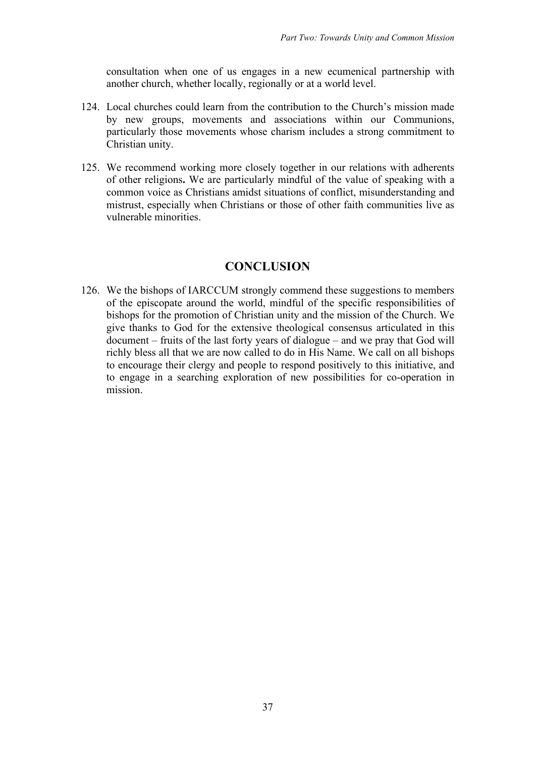consultation when one of us engages in a new ecumenical partnership with another church, whether locally, regionally or at a world level.

124. Local churches could learn from the contribution to the Church's mission made by new groups, movements and associations within our Communions, particularly those movements whose charism includes a strong commitment to Christian unity.

125. We recommend working more closely together in our relations with adherents of other religions**.** We are particularly mindful of the value of speaking with a common voice as Christians amidst situations of conflict, misunderstanding and mistrust, especially when Christians or those of other faith communities live as vulnerable minorities.

## CONCLUSION

126. We the bishops of IARCCUM strongly commend these suggestions to members of the episcopate around the world, mindful of the specific responsibilities of bishops for the promotion of Christian unity and the mission of the Church. We give thanks to God for the extensive theological consensus articulated in this document – fruits of the last forty years of dialogue – and we pray that God will richly bless all that we are now called to do in His Name. We call on all bishops to encourage their clergy and people to respond positively to this initiative, and to engage in a searching exploration of new possibilities for co-operation in mission.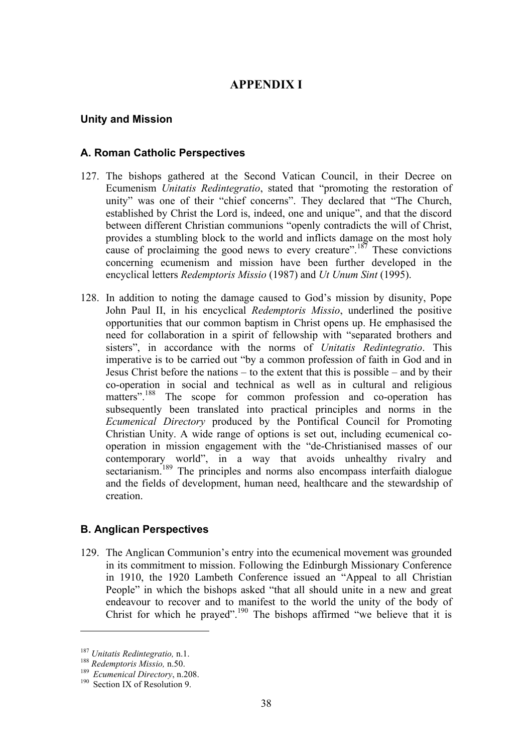# APPENDIX I

### Unity and Mission

### A. Roman Catholic Perspectives

127. The bishops gathered at the Second Vatican Council, in their Decree on Ecumenism *Unitatis Redintegratio*, stated that "promoting the restoration of unity" was one of their "chief concerns". They declared that "The Church, established by Christ the Lord is, indeed, one and unique", and that the discord between different Christian communions "openly contradicts the will of Christ, provides a stumbling block to the world and inflicts damage on the most holy cause of proclaiming the good news to every creature".[187] These convictions concerning ecumenism and mission have been further developed in the encyclical letters *Redemptoris Missio* (1987) and *Ut Unum Sint* (1995).

128. In addition to noting the damage caused to God's mission by disunity, Pope John Paul II, in his encyclical *Redemptoris Missio*, underlined the positive opportunities that our common baptism in Christ opens up. He emphasised the need for collaboration in a spirit of fellowship with "separated brothers and sisters", in accordance with the norms of *Unitatis Redintegratio*. This imperative is to be carried out "by a common profession of faith in God and in Jesus Christ before the nations – to the extent that this is possible – and by their co-operation in social and technical as well as in cultural and religious matters".[188] The scope for common profession and co-operation has subsequently been translated into practical principles and norms in the *Ecumenical Directory* produced by the Pontifical Council for Promoting Christian Unity. A wide range of options is set out, including ecumenical co-operation in mission engagement with the "de-Christianised masses of our contemporary world", in a way that avoids unhealthy rivalry and sectarianism.[189] The principles and norms also encompass interfaith dialogue and the fields of development, human need, healthcare and the stewardship of creation.

### B. Anglican Perspectives

129. The Anglican Communion's entry into the ecumenical movement was grounded in its commitment to mission. Following the Edinburgh Missionary Conference in 1910, the 1920 Lambeth Conference issued an "Appeal to all Christian People" in which the bishops asked "that all should unite in a new and great endeavour to recover and to manifest to the world the unity of the body of Christ for which he prayed".[190] The bishops affirmed "we believe that it is

---

[187] *Unitatis Redintegratio,* n.1.
[188] *Redemptoris Missio,* n.50.
[189] *Ecumenical Directory*, n.208.
[190] Section IX of Resolution 9.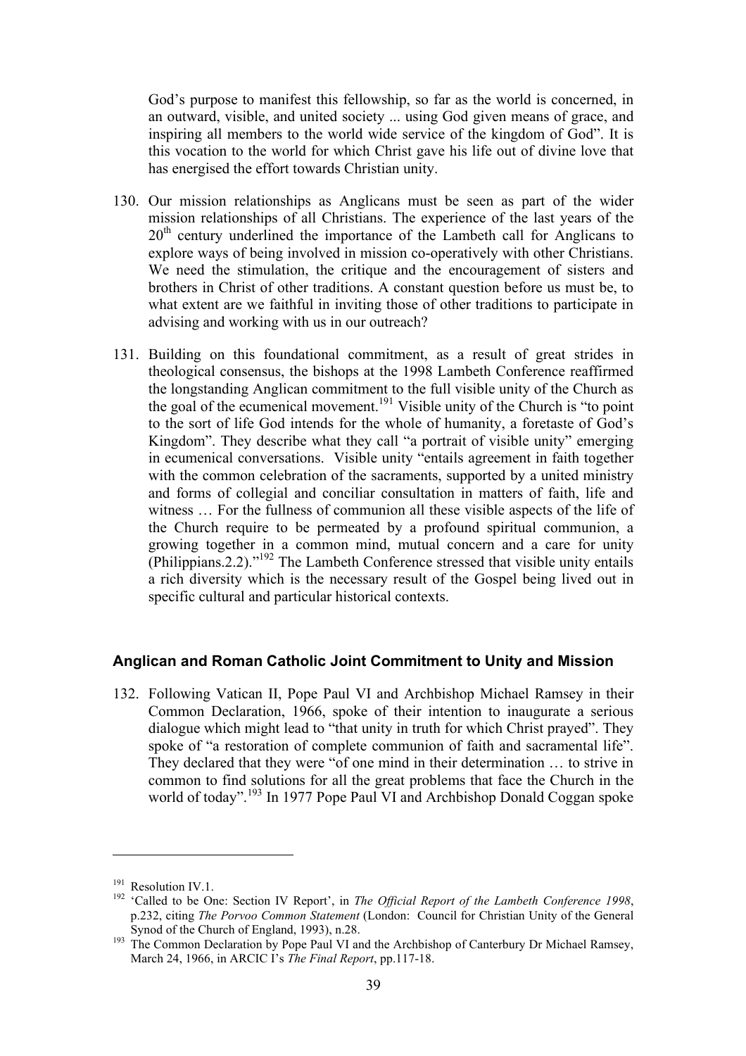God's purpose to manifest this fellowship, so far as the world is concerned, in an outward, visible, and united society ... using God given means of grace, and inspiring all members to the world wide service of the kingdom of God". It is this vocation to the world for which Christ gave his life out of divine love that has energised the effort towards Christian unity.

130. Our mission relationships as Anglicans must be seen as part of the wider mission relationships of all Christians. The experience of the last years of the 20th century underlined the importance of the Lambeth call for Anglicans to explore ways of being involved in mission co-operatively with other Christians. We need the stimulation, the critique and the encouragement of sisters and brothers in Christ of other traditions. A constant question before us must be, to what extent are we faithful in inviting those of other traditions to participate in advising and working with us in our outreach?

131. Building on this foundational commitment, as a result of great strides in theological consensus, the bishops at the 1998 Lambeth Conference reaffirmed the longstanding Anglican commitment to the full visible unity of the Church as the goal of the ecumenical movement.[191] Visible unity of the Church is "to point to the sort of life God intends for the whole of humanity, a foretaste of God's Kingdom". They describe what they call "a portrait of visible unity" emerging in ecumenical conversations. Visible unity "entails agreement in faith together with the common celebration of the sacraments, supported by a united ministry and forms of collegial and conciliar consultation in matters of faith, life and witness … For the fullness of communion all these visible aspects of the life of the Church require to be permeated by a profound spiritual communion, a growing together in a common mind, mutual concern and a care for unity (Philippians.2.2)."[192] The Lambeth Conference stressed that visible unity entails a rich diversity which is the necessary result of the Gospel being lived out in specific cultural and particular historical contexts.

## Anglican and Roman Catholic Joint Commitment to Unity and Mission

132. Following Vatican II, Pope Paul VI and Archbishop Michael Ramsey in their Common Declaration, 1966, spoke of their intention to inaugurate a serious dialogue which might lead to "that unity in truth for which Christ prayed". They spoke of "a restoration of complete communion of faith and sacramental life". They declared that they were "of one mind in their determination … to strive in common to find solutions for all the great problems that face the Church in the world of today".[193] In 1977 Pope Paul VI and Archbishop Donald Coggan spoke

---

[191] Resolution IV.1.

[192] 'Called to be One: Section IV Report', in *The Official Report of the Lambeth Conference 1998*, p.232, citing *The Porvoo Common Statement* (London: Council for Christian Unity of the General Synod of the Church of England, 1993), n.28.

[193] The Common Declaration by Pope Paul VI and the Archbishop of Canterbury Dr Michael Ramsey, March 24, 1966, in ARCIC I's *The Final Report*, pp.117-18.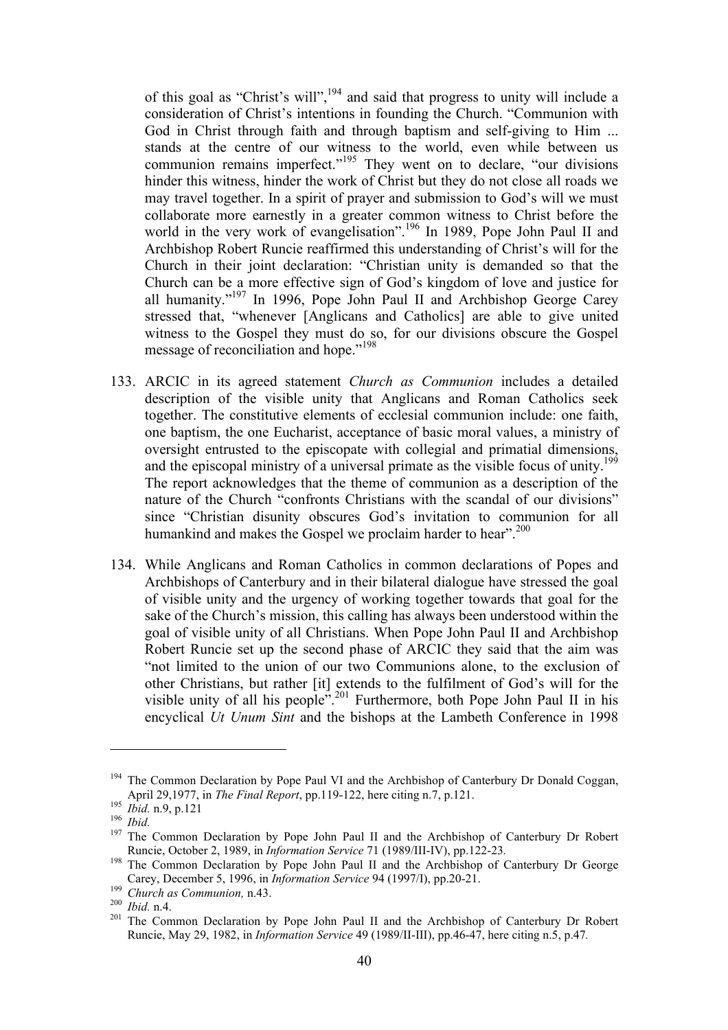of this goal as "Christ's will",[194] and said that progress to unity will include a consideration of Christ's intentions in founding the Church. "Communion with God in Christ through faith and through baptism and self-giving to Him ... stands at the centre of our witness to the world, even while between us communion remains imperfect."[195] They went on to declare, "our divisions hinder this witness, hinder the work of Christ but they do not close all roads we may travel together. In a spirit of prayer and submission to God's will we must collaborate more earnestly in a greater common witness to Christ before the world in the very work of evangelisation".[196] In 1989, Pope John Paul II and Archbishop Robert Runcie reaffirmed this understanding of Christ's will for the Church in their joint declaration: "Christian unity is demanded so that the Church can be a more effective sign of God's kingdom of love and justice for all humanity."[197] In 1996, Pope John Paul II and Archbishop George Carey stressed that, "whenever [Anglicans and Catholics] are able to give united witness to the Gospel they must do so, for our divisions obscure the Gospel message of reconciliation and hope."[198]

133. ARCIC in its agreed statement *Church as Communion* includes a detailed description of the visible unity that Anglicans and Roman Catholics seek together. The constitutive elements of ecclesial communion include: one faith, one baptism, the one Eucharist, acceptance of basic moral values, a ministry of oversight entrusted to the episcopate with collegial and primatial dimensions, and the episcopal ministry of a universal primate as the visible focus of unity.[199] The report acknowledges that the theme of communion as a description of the nature of the Church "confronts Christians with the scandal of our divisions" since "Christian disunity obscures God's invitation to communion for all humankind and makes the Gospel we proclaim harder to hear".[200]

134. While Anglicans and Roman Catholics in common declarations of Popes and Archbishops of Canterbury and in their bilateral dialogue have stressed the goal of visible unity and the urgency of working together towards that goal for the sake of the Church's mission, this calling has always been understood within the goal of visible unity of all Christians. When Pope John Paul II and Archbishop Robert Runcie set up the second phase of ARCIC they said that the aim was "not limited to the union of our two Communions alone, to the exclusion of other Christians, but rather [it] extends to the fulfilment of God's will for the visible unity of all his people".[201] Furthermore, both Pope John Paul II in his encyclical *Ut Unum Sint* and the bishops at the Lambeth Conference in 1998

---

[194] The Common Declaration by Pope Paul VI and the Archbishop of Canterbury Dr Donald Coggan, April 29,1977, in *The Final Report*, pp.119-122, here citing n.7, p.121.

[195] *Ibid.* n.9, p.121

[196] *Ibid.*

[197] The Common Declaration by Pope John Paul II and the Archbishop of Canterbury Dr Robert Runcie, October 2, 1989, in *Information Service* 71 (1989/III-IV), pp.122-23.

[198] The Common Declaration by Pope John Paul II and the Archbishop of Canterbury Dr George Carey, December 5, 1996, in *Information Service* 94 (1997/I), pp.20-21.

[199] *Church as Communion,* n.43.

[200] *Ibid.* n.4.

[201] The Common Declaration by Pope John Paul II and the Archbishop of Canterbury Dr Robert Runcie, May 29, 1982, in *Information Service* 49 (1989/II-III), pp.46-47, here citing n.5, p.47.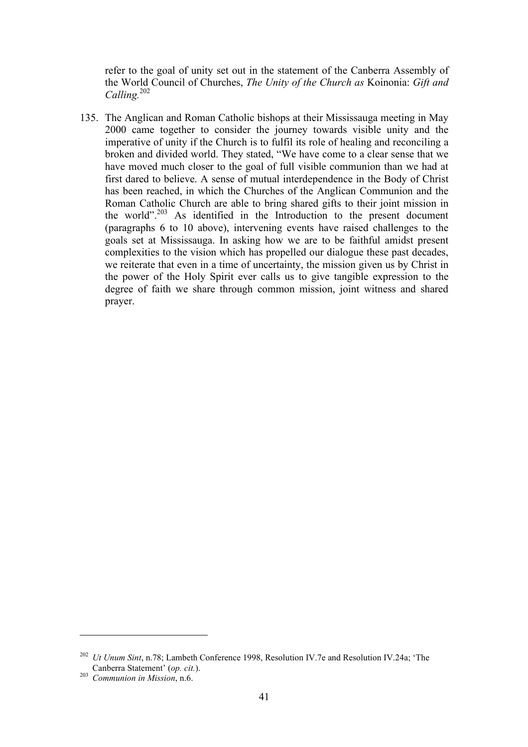refer to the goal of unity set out in the statement of the Canberra Assembly of the World Council of Churches, *The Unity of the Church as* Koinonia: *Gift and Calling.*[202]

135. The Anglican and Roman Catholic bishops at their Mississauga meeting in May 2000 came together to consider the journey towards visible unity and the imperative of unity if the Church is to fulfil its role of healing and reconciling a broken and divided world. They stated, "We have come to a clear sense that we have moved much closer to the goal of full visible communion than we had at first dared to believe. A sense of mutual interdependence in the Body of Christ has been reached, in which the Churches of the Anglican Communion and the Roman Catholic Church are able to bring shared gifts to their joint mission in the world".[203] As identified in the Introduction to the present document (paragraphs 6 to 10 above), intervening events have raised challenges to the goals set at Mississauga. In asking how we are to be faithful amidst present complexities to the vision which has propelled our dialogue these past decades, we reiterate that even in a time of uncertainty, the mission given us by Christ in the power of the Holy Spirit ever calls us to give tangible expression to the degree of faith we share through common mission, joint witness and shared prayer.

---

[202] *Ut Unum Sint*, n.78; Lambeth Conference 1998, Resolution IV.7e and Resolution IV.24a; 'The Canberra Statement' (*op. cit.*).

[203] *Communion in Mission*, n.6.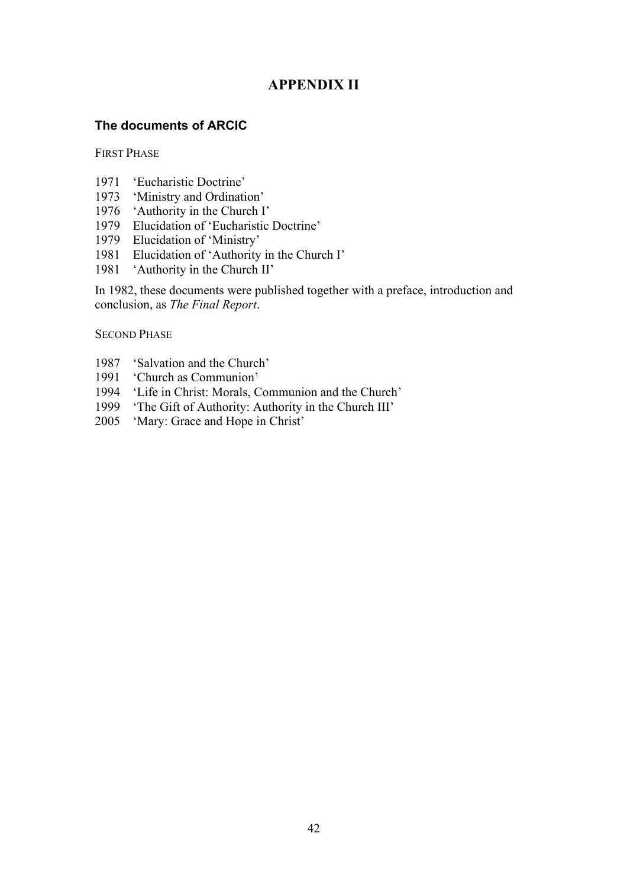# APPENDIX II

## The documents of ARCIC

FIRST PHASE

1971 'Eucharistic Doctrine'
1973 'Ministry and Ordination'
1976 'Authority in the Church I'
1979 Elucidation of 'Eucharistic Doctrine'
1979 Elucidation of 'Ministry'
1981 Elucidation of 'Authority in the Church I'
1981 'Authority in the Church II'

In 1982, these documents were published together with a preface, introduction and conclusion, as *The Final Report*.

SECOND PHASE

1987 'Salvation and the Church'
1991 'Church as Communion'
1994 'Life in Christ: Morals, Communion and the Church'
1999 'The Gift of Authority: Authority in the Church III'
2005 'Mary: Grace and Hope in Christ'